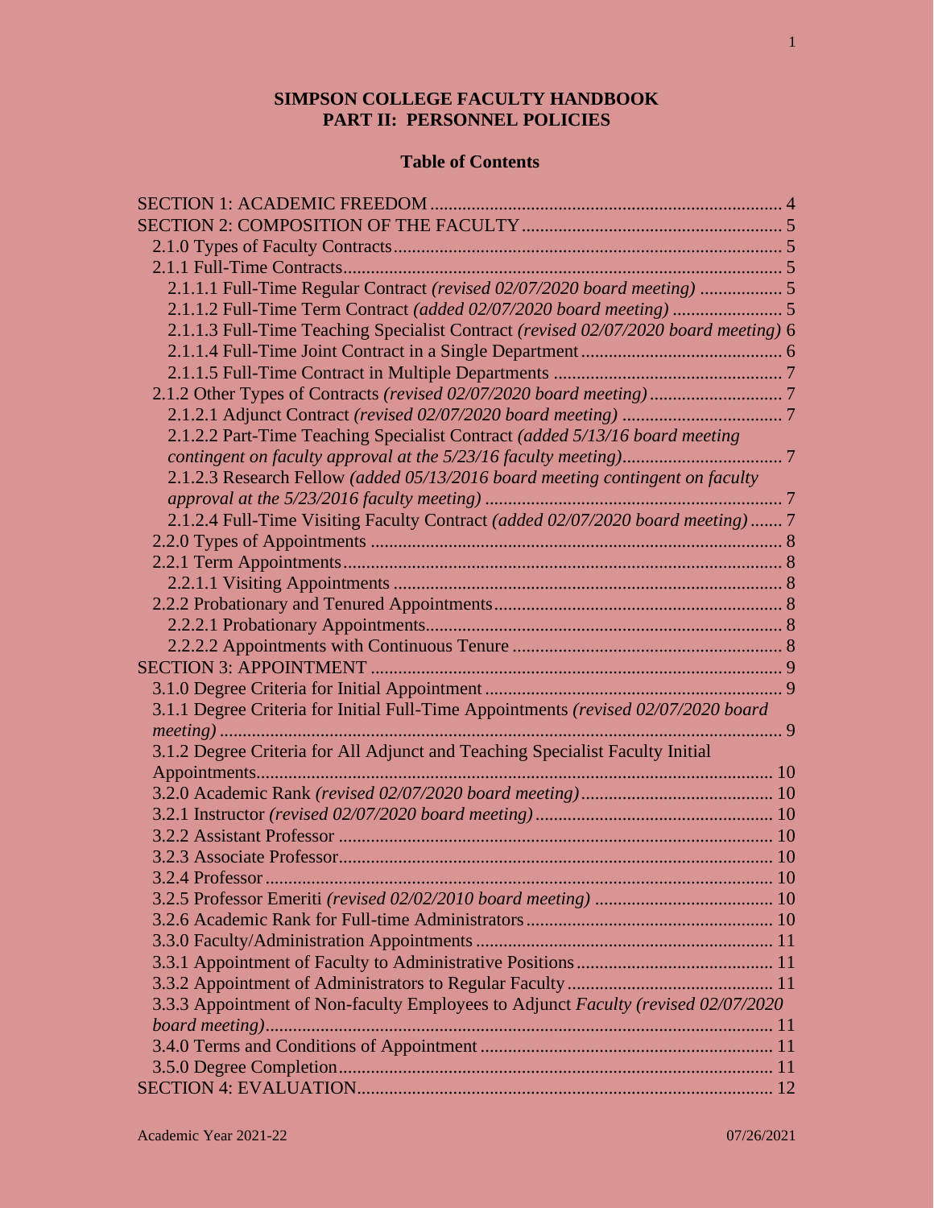# SIMPSON COLLEGE FACULTY HANDBOOK
## PART II: PERSONNEL POLICIES

### Table of Contents

SECTION 1: ACADEMIC FREEDOM ..... 4
SECTION 2: COMPOSITION OF THE FACULTY ..... 5
- 2.1.0 Types of Faculty Contracts ..... 5
- 2.1.1 Full-Time Contracts ..... 5
  - 2.1.1.1 Full-Time Regular Contract *(revised 02/07/2020 board meeting)* ..... 5
  - 2.1.1.2 Full-Time Term Contract *(added 02/07/2020 board meeting)* ..... 5
  - 2.1.1.3 Full-Time Teaching Specialist Contract *(revised 02/07/2020 board meeting)* 6
  - 2.1.1.4 Full-Time Joint Contract in a Single Department ..... 6
  - 2.1.1.5 Full-Time Contract in Multiple Departments ..... 7
- 2.1.2 Other Types of Contracts *(revised 02/07/2020 board meeting)* ..... 7
  - 2.1.2.1 Adjunct Contract *(revised 02/07/2020 board meeting)* ..... 7
  - 2.1.2.2 Part-Time Teaching Specialist Contract *(added 5/13/16 board meeting contingent on faculty approval at the 5/23/16 faculty meeting)* ..... 7
  - 2.1.2.3 Research Fellow *(added 05/13/2016 board meeting contingent on faculty approval at the 5/23/2016 faculty meeting)* ..... 7
  - 2.1.2.4 Full-Time Visiting Faculty Contract *(added 02/07/2020 board meeting)* ..... 7
- 2.2.0 Types of Appointments ..... 8
- 2.2.1 Term Appointments ..... 8
  - 2.2.1.1 Visiting Appointments ..... 8
- 2.2.2 Probationary and Tenured Appointments ..... 8
  - 2.2.2.1 Probationary Appointments ..... 8
  - 2.2.2.2 Appointments with Continuous Tenure ..... 8

SECTION 3: APPOINTMENT ..... 9
- 3.1.0 Degree Criteria for Initial Appointment ..... 9
- 3.1.1 Degree Criteria for Initial Full-Time Appointments *(revised 02/07/2020 board meeting)* ..... 9
- 3.1.2 Degree Criteria for All Adjunct and Teaching Specialist Faculty Initial Appointments ..... 10
- 3.2.0 Academic Rank *(revised 02/07/2020 board meeting)* ..... 10
- 3.2.1 Instructor *(revised 02/07/2020 board meeting)* ..... 10
- 3.2.2 Assistant Professor ..... 10
- 3.2.3 Associate Professor ..... 10
- 3.2.4 Professor ..... 10
- 3.2.5 Professor Emeriti *(revised 02/02/2010 board meeting)* ..... 10
- 3.2.6 Academic Rank for Full-time Administrators ..... 10
- 3.3.0 Faculty/Administration Appointments ..... 11
- 3.3.1 Appointment of Faculty to Administrative Positions ..... 11
- 3.3.2 Appointment of Administrators to Regular Faculty ..... 11
- 3.3.3 Appointment of Non-faculty Employees to Adjunct *Faculty (revised 02/07/2020 board meeting)* ..... 11
- 3.4.0 Terms and Conditions of Appointment ..... 11
- 3.5.0 Degree Completion ..... 11

SECTION 4: EVALUATION ..... 12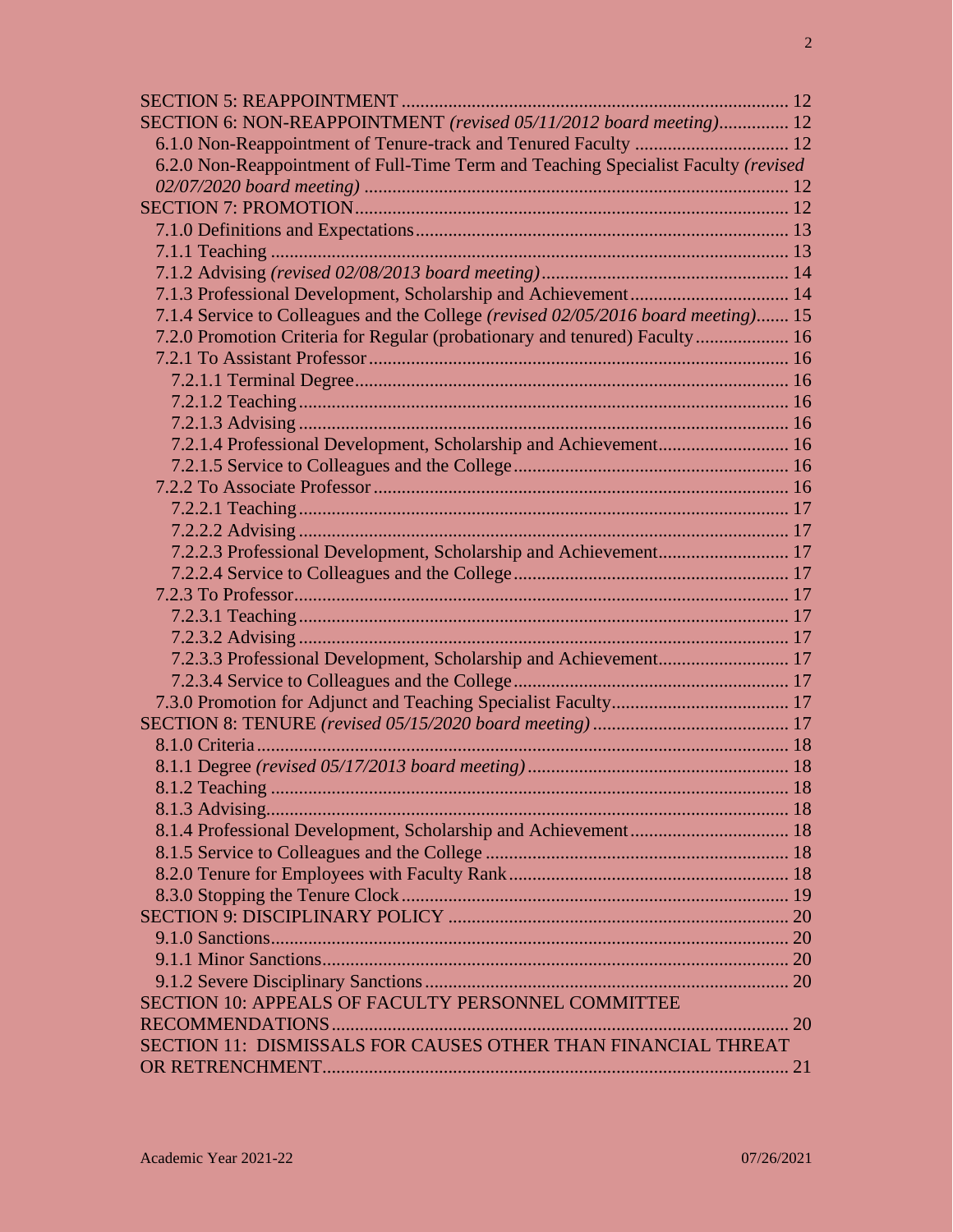SECTION 5: REAPPOINTMENT ........................................................................................ 12
SECTION 6: NON-REAPPOINTMENT *(revised 05/11/2012 board meeting)*............... 12
  6.1.0 Non-Reappointment of Tenure-track and Tenured Faculty ................................. 12
  6.2.0 Non-Reappointment of Full-Time Term and Teaching Specialist Faculty *(revised 02/07/2020 board meeting)* .......................................................................................... 12
SECTION 7: PROMOTION........................................................................................... 12
  7.1.0 Definitions and Expectations.............................................................................. 13
  7.1.1 Teaching ............................................................................................................. 13
  7.1.2 Advising *(revised 02/08/2013 board meeting)*..................................................... 14
  7.1.3 Professional Development, Scholarship and Achievement.................................. 14
  7.1.4 Service to Colleagues and the College *(revised 02/05/2016 board meeting)*....... 15
  7.2.0 Promotion Criteria for Regular (probationary and tenured) Faculty.................... 16
  7.2.1 To Assistant Professor ........................................................................................ 16
    7.2.1.1 Terminal Degree.............................................................................................. 16
    7.2.1.2 Teaching.......................................................................................................... 16
    7.2.1.3 Advising .......................................................................................................... 16
    7.2.1.4 Professional Development, Scholarship and Achievement............................ 16
    7.2.1.5 Service to Colleagues and the College........................................................... 16
  7.2.2 To Associate Professor........................................................................................ 16
    7.2.2.1 Teaching.......................................................................................................... 17
    7.2.2.2 Advising .......................................................................................................... 17
    7.2.2.3 Professional Development, Scholarship and Achievement............................ 17
    7.2.2.4 Service to Colleagues and the College........................................................... 17
  7.2.3 To Professor......................................................................................................... 17
    7.2.3.1 Teaching.......................................................................................................... 17
    7.2.3.2 Advising .......................................................................................................... 17
    7.2.3.3 Professional Development, Scholarship and Achievement............................ 17
    7.2.3.4 Service to Colleagues and the College........................................................... 17
  7.3.0 Promotion for Adjunct and Teaching Specialist Faculty...................................... 17
SECTION 8: TENURE *(revised 05/15/2020 board meeting)* .......................................... 17
  8.1.0 Criteria................................................................................................................. 18
  8.1.1 Degree *(revised 05/17/2013 board meeting)*......................................................... 18
  8.1.2 Teaching .............................................................................................................. 18
  8.1.3 Advising............................................................................................................... 18
  8.1.4 Professional Development, Scholarship and Achievement.................................. 18
  8.1.5 Service to Colleagues and the College ................................................................ 18
  8.2.0 Tenure for Employees with Faculty Rank............................................................ 18
  8.3.0 Stopping the Tenure Clock................................................................................... 19
SECTION 9: DISCIPLINARY POLICY ......................................................................... 20
  9.1.0 Sanctions.............................................................................................................. 20
  9.1.1 Minor Sanctions................................................................................................... 20
  9.1.2 Severe Disciplinary Sanctions.............................................................................. 20
SECTION 10: APPEALS OF FACULTY PERSONNEL COMMITTEE RECOMMENDATIONS................................................................................................. 20
SECTION 11: DISMISSALS FOR CAUSES OTHER THAN FINANCIAL THREAT OR RETRENCHMENT.................................................................................................. 21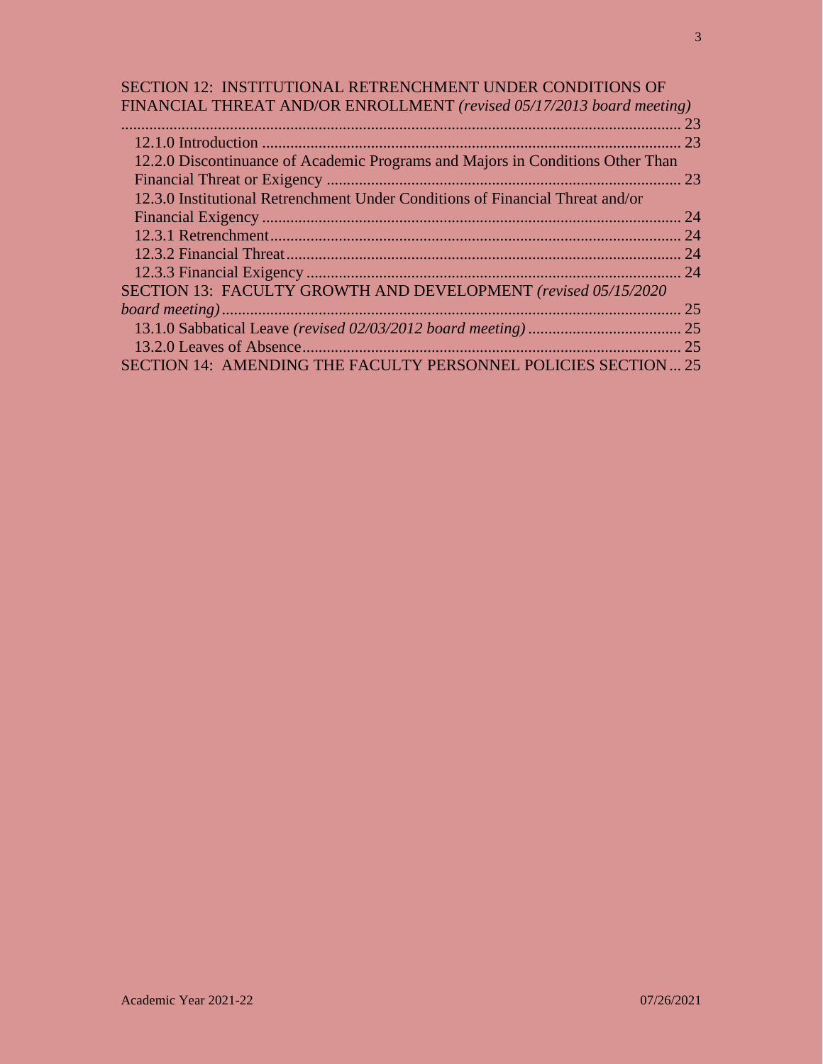SECTION 12: INSTITUTIONAL RETRENCHMENT UNDER CONDITIONS OF FINANCIAL THREAT AND/OR ENROLLMENT *(revised 05/17/2013 board meeting)* ..... 23

- 12.1.0 Introduction ..... 23
- 12.2.0 Discontinuance of Academic Programs and Majors in Conditions Other Than Financial Threat or Exigency ..... 23
- 12.3.0 Institutional Retrenchment Under Conditions of Financial Threat and/or Financial Exigency ..... 24
- 12.3.1 Retrenchment ..... 24
- 12.3.2 Financial Threat ..... 24
- 12.3.3 Financial Exigency ..... 24

SECTION 13: FACULTY GROWTH AND DEVELOPMENT *(revised 05/15/2020 board meeting)* ..... 25

- 13.1.0 Sabbatical Leave *(revised 02/03/2012 board meeting)* ..... 25
- 13.2.0 Leaves of Absence ..... 25

SECTION 14: AMENDING THE FACULTY PERSONNEL POLICIES SECTION ..... 25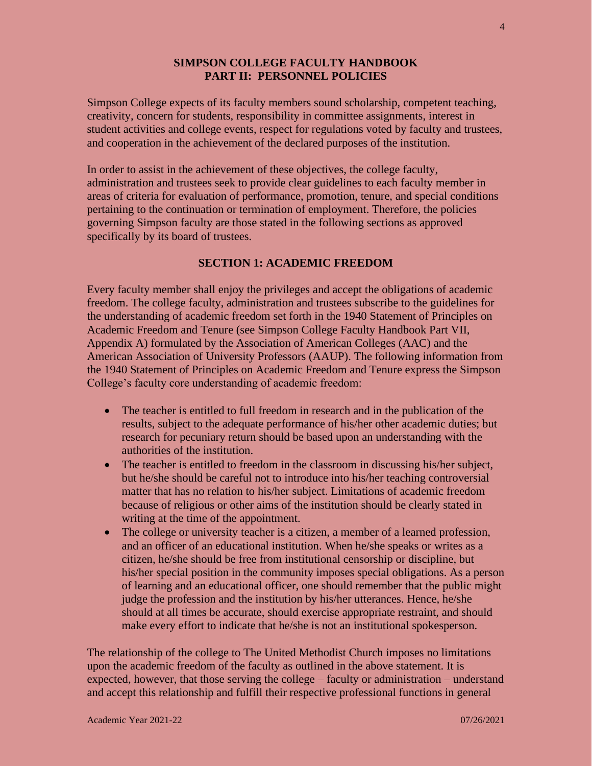## SIMPSON COLLEGE FACULTY HANDBOOK
## PART II: PERSONNEL POLICIES

Simpson College expects of its faculty members sound scholarship, competent teaching, creativity, concern for students, responsibility in committee assignments, interest in student activities and college events, respect for regulations voted by faculty and trustees, and cooperation in the achievement of the declared purposes of the institution.

In order to assist in the achievement of these objectives, the college faculty, administration and trustees seek to provide clear guidelines to each faculty member in areas of criteria for evaluation of performance, promotion, tenure, and special conditions pertaining to the continuation or termination of employment. Therefore, the policies governing Simpson faculty are those stated in the following sections as approved specifically by its board of trustees.

### SECTION 1: ACADEMIC FREEDOM

Every faculty member shall enjoy the privileges and accept the obligations of academic freedom. The college faculty, administration and trustees subscribe to the guidelines for the understanding of academic freedom set forth in the 1940 Statement of Principles on Academic Freedom and Tenure (see Simpson College Faculty Handbook Part VII, Appendix A) formulated by the Association of American Colleges (AAC) and the American Association of University Professors (AAUP). The following information from the 1940 Statement of Principles on Academic Freedom and Tenure express the Simpson College's faculty core understanding of academic freedom:

- The teacher is entitled to full freedom in research and in the publication of the results, subject to the adequate performance of his/her other academic duties; but research for pecuniary return should be based upon an understanding with the authorities of the institution.
- The teacher is entitled to freedom in the classroom in discussing his/her subject, but he/she should be careful not to introduce into his/her teaching controversial matter that has no relation to his/her subject. Limitations of academic freedom because of religious or other aims of the institution should be clearly stated in writing at the time of the appointment.
- The college or university teacher is a citizen, a member of a learned profession, and an officer of an educational institution. When he/she speaks or writes as a citizen, he/she should be free from institutional censorship or discipline, but his/her special position in the community imposes special obligations. As a person of learning and an educational officer, one should remember that the public might judge the profession and the institution by his/her utterances. Hence, he/she should at all times be accurate, should exercise appropriate restraint, and should make every effort to indicate that he/she is not an institutional spokesperson.

The relationship of the college to The United Methodist Church imposes no limitations upon the academic freedom of the faculty as outlined in the above statement. It is expected, however, that those serving the college – faculty or administration – understand and accept this relationship and fulfill their respective professional functions in general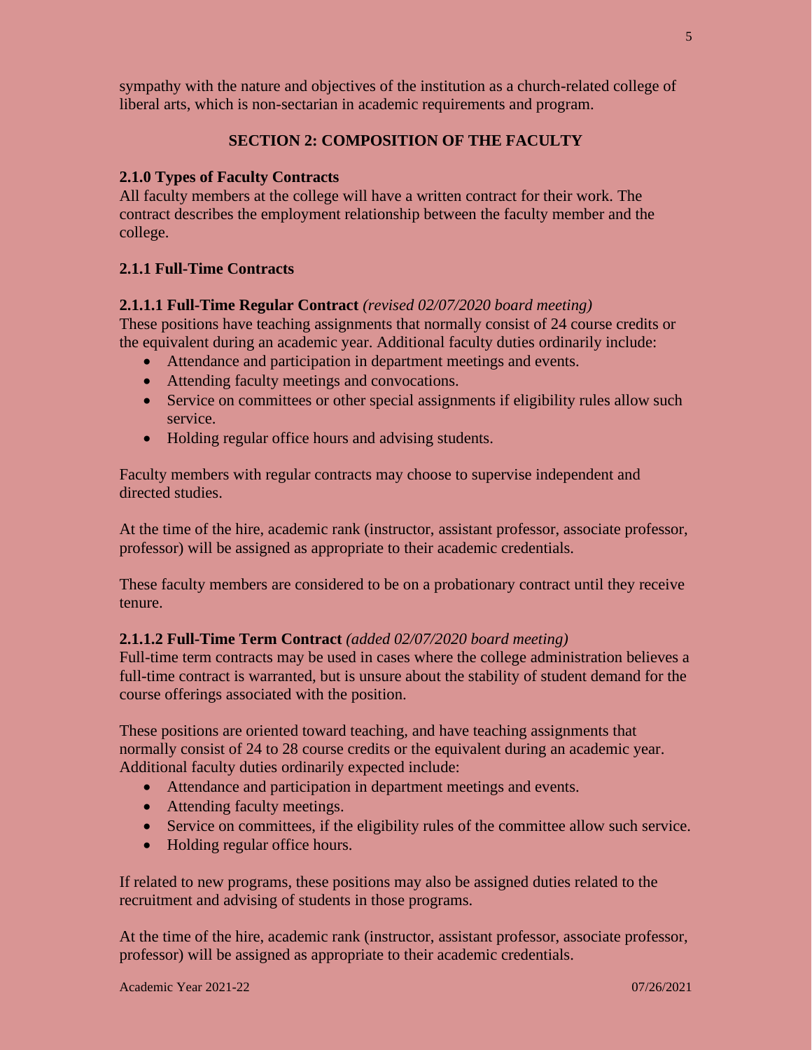sympathy with the nature and objectives of the institution as a church-related college of liberal arts, which is non-sectarian in academic requirements and program.

## SECTION 2: COMPOSITION OF THE FACULTY

### 2.1.0 Types of Faculty Contracts

All faculty members at the college will have a written contract for their work. The contract describes the employment relationship between the faculty member and the college.

### 2.1.1 Full-Time Contracts

#### 2.1.1.1 Full-Time Regular Contract *(revised 02/07/2020 board meeting)*

These positions have teaching assignments that normally consist of 24 course credits or the equivalent during an academic year. Additional faculty duties ordinarily include:

- Attendance and participation in department meetings and events.
- Attending faculty meetings and convocations.
- Service on committees or other special assignments if eligibility rules allow such service.
- Holding regular office hours and advising students.

Faculty members with regular contracts may choose to supervise independent and directed studies.

At the time of the hire, academic rank (instructor, assistant professor, associate professor, professor) will be assigned as appropriate to their academic credentials.

These faculty members are considered to be on a probationary contract until they receive tenure.

#### 2.1.1.2 Full-Time Term Contract *(added 02/07/2020 board meeting)*

Full-time term contracts may be used in cases where the college administration believes a full-time contract is warranted, but is unsure about the stability of student demand for the course offerings associated with the position.

These positions are oriented toward teaching, and have teaching assignments that normally consist of 24 to 28 course credits or the equivalent during an academic year. Additional faculty duties ordinarily expected include:

- Attendance and participation in department meetings and events.
- Attending faculty meetings.
- Service on committees, if the eligibility rules of the committee allow such service.
- Holding regular office hours.

If related to new programs, these positions may also be assigned duties related to the recruitment and advising of students in those programs.

At the time of the hire, academic rank (instructor, assistant professor, associate professor, professor) will be assigned as appropriate to their academic credentials.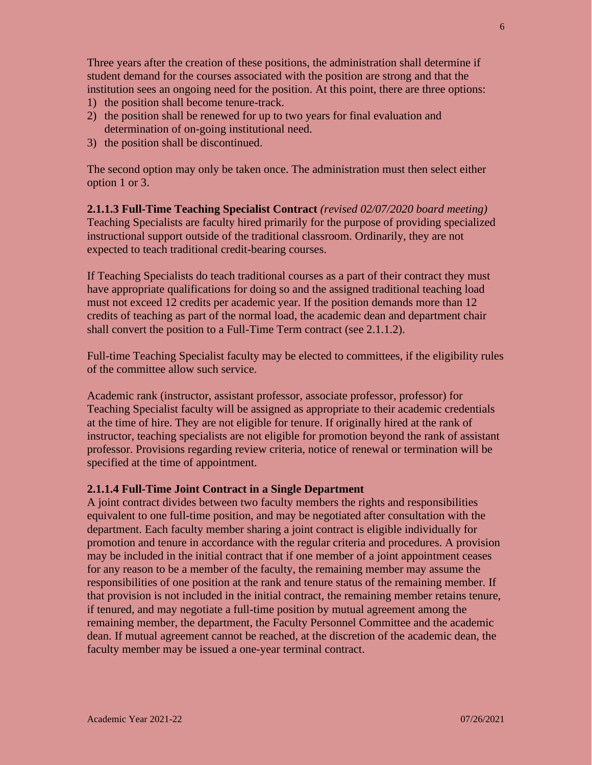Three years after the creation of these positions, the administration shall determine if student demand for the courses associated with the position are strong and that the institution sees an ongoing need for the position. At this point, there are three options:

1) the position shall become tenure-track.
2) the position shall be renewed for up to two years for final evaluation and determination of on-going institutional need.
3) the position shall be discontinued.

The second option may only be taken once. The administration must then select either option 1 or 3.

**2.1.1.3 Full-Time Teaching Specialist Contract** *(revised 02/07/2020 board meeting)*
Teaching Specialists are faculty hired primarily for the purpose of providing specialized instructional support outside of the traditional classroom. Ordinarily, they are not expected to teach traditional credit-bearing courses.

If Teaching Specialists do teach traditional courses as a part of their contract they must have appropriate qualifications for doing so and the assigned traditional teaching load must not exceed 12 credits per academic year. If the position demands more than 12 credits of teaching as part of the normal load, the academic dean and department chair shall convert the position to a Full-Time Term contract (see 2.1.1.2).

Full-time Teaching Specialist faculty may be elected to committees, if the eligibility rules of the committee allow such service.

Academic rank (instructor, assistant professor, associate professor, professor) for Teaching Specialist faculty will be assigned as appropriate to their academic credentials at the time of hire. They are not eligible for tenure. If originally hired at the rank of instructor, teaching specialists are not eligible for promotion beyond the rank of assistant professor. Provisions regarding review criteria, notice of renewal or termination will be specified at the time of appointment.

**2.1.1.4 Full-Time Joint Contract in a Single Department**
A joint contract divides between two faculty members the rights and responsibilities equivalent to one full-time position, and may be negotiated after consultation with the department. Each faculty member sharing a joint contract is eligible individually for promotion and tenure in accordance with the regular criteria and procedures. A provision may be included in the initial contract that if one member of a joint appointment ceases for any reason to be a member of the faculty, the remaining member may assume the responsibilities of one position at the rank and tenure status of the remaining member. If that provision is not included in the initial contract, the remaining member retains tenure, if tenured, and may negotiate a full-time position by mutual agreement among the remaining member, the department, the Faculty Personnel Committee and the academic dean. If mutual agreement cannot be reached, at the discretion of the academic dean, the faculty member may be issued a one-year terminal contract.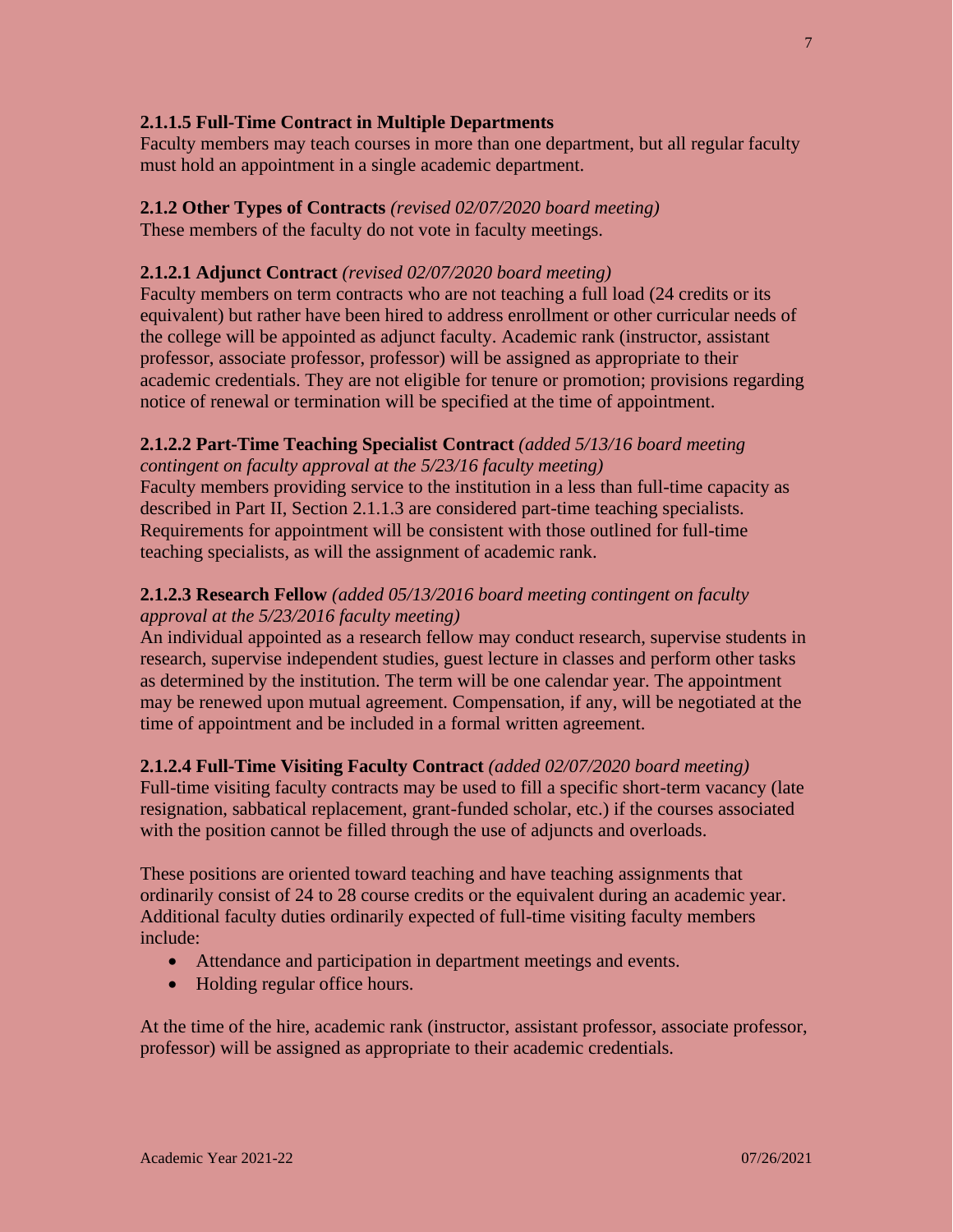#### **2.1.1.5 Full-Time Contract in Multiple Departments**

Faculty members may teach courses in more than one department, but all regular faculty must hold an appointment in a single academic department.

### **2.1.2 Other Types of Contracts** *(revised 02/07/2020 board meeting)*

These members of the faculty do not vote in faculty meetings.

#### **2.1.2.1 Adjunct Contract** *(revised 02/07/2020 board meeting)*

Faculty members on term contracts who are not teaching a full load (24 credits or its equivalent) but rather have been hired to address enrollment or other curricular needs of the college will be appointed as adjunct faculty. Academic rank (instructor, assistant professor, associate professor, professor) will be assigned as appropriate to their academic credentials. They are not eligible for tenure or promotion; provisions regarding notice of renewal or termination will be specified at the time of appointment.

#### **2.1.2.2 Part-Time Teaching Specialist Contract** *(added 5/13/16 board meeting contingent on faculty approval at the 5/23/16 faculty meeting)*

Faculty members providing service to the institution in a less than full-time capacity as described in Part II, Section 2.1.1.3 are considered part-time teaching specialists. Requirements for appointment will be consistent with those outlined for full-time teaching specialists, as will the assignment of academic rank.

#### **2.1.2.3 Research Fellow** *(added 05/13/2016 board meeting contingent on faculty approval at the 5/23/2016 faculty meeting)*

An individual appointed as a research fellow may conduct research, supervise students in research, supervise independent studies, guest lecture in classes and perform other tasks as determined by the institution. The term will be one calendar year. The appointment may be renewed upon mutual agreement. Compensation, if any, will be negotiated at the time of appointment and be included in a formal written agreement.

#### **2.1.2.4 Full-Time Visiting Faculty Contract** *(added 02/07/2020 board meeting)*

Full-time visiting faculty contracts may be used to fill a specific short-term vacancy (late resignation, sabbatical replacement, grant-funded scholar, etc.) if the courses associated with the position cannot be filled through the use of adjuncts and overloads.

These positions are oriented toward teaching and have teaching assignments that ordinarily consist of 24 to 28 course credits or the equivalent during an academic year. Additional faculty duties ordinarily expected of full-time visiting faculty members include:

- Attendance and participation in department meetings and events.
- Holding regular office hours.

At the time of the hire, academic rank (instructor, assistant professor, associate professor, professor) will be assigned as appropriate to their academic credentials.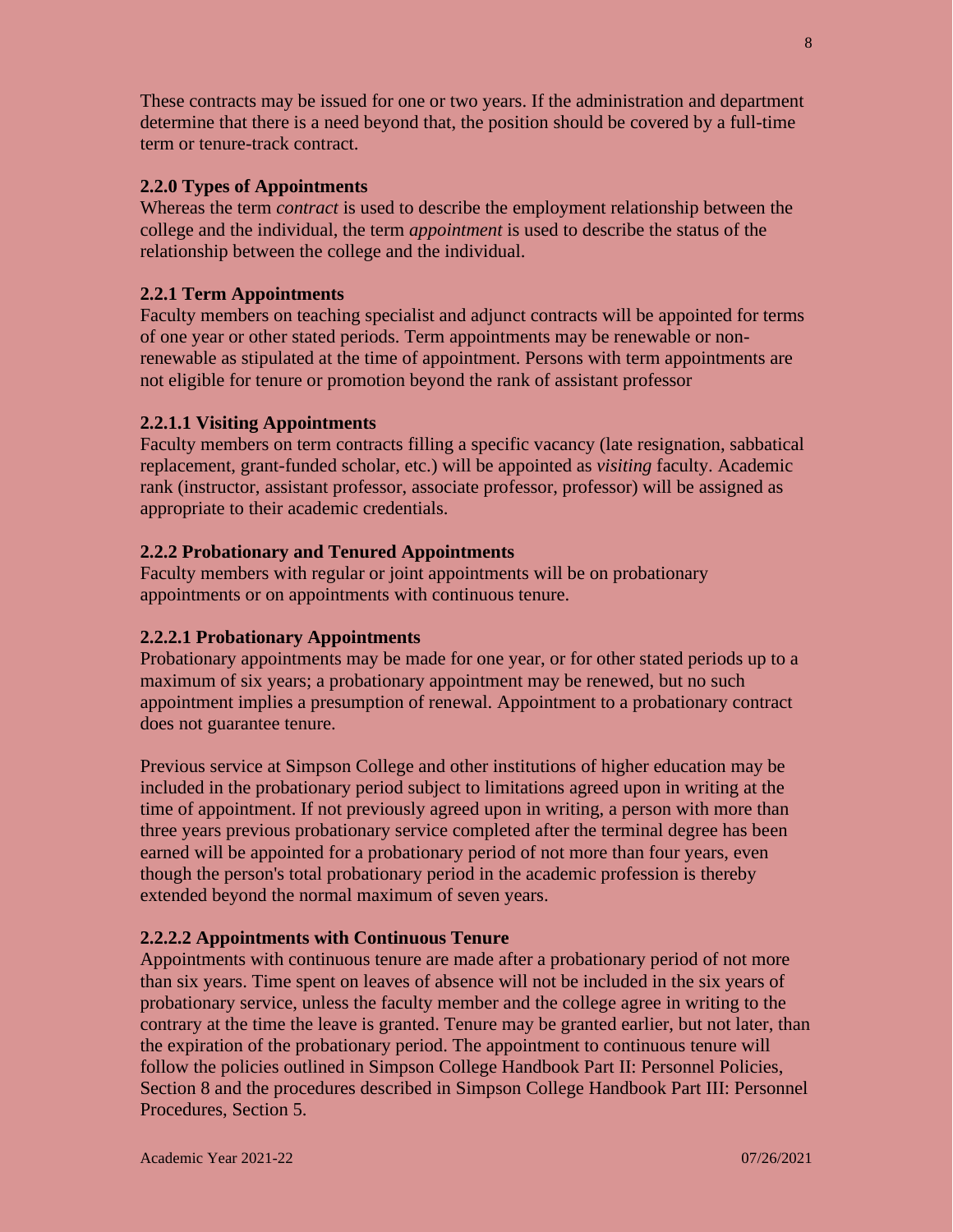These contracts may be issued for one or two years. If the administration and department determine that there is a need beyond that, the position should be covered by a full-time term or tenure-track contract.

### 2.2.0 Types of Appointments

Whereas the term *contract* is used to describe the employment relationship between the college and the individual, the term *appointment* is used to describe the status of the relationship between the college and the individual.

### 2.2.1 Term Appointments

Faculty members on teaching specialist and adjunct contracts will be appointed for terms of one year or other stated periods. Term appointments may be renewable or non-renewable as stipulated at the time of appointment. Persons with term appointments are not eligible for tenure or promotion beyond the rank of assistant professor

#### 2.2.1.1 Visiting Appointments

Faculty members on term contracts filling a specific vacancy (late resignation, sabbatical replacement, grant-funded scholar, etc.) will be appointed as *visiting* faculty. Academic rank (instructor, assistant professor, associate professor, professor) will be assigned as appropriate to their academic credentials.

### 2.2.2 Probationary and Tenured Appointments

Faculty members with regular or joint appointments will be on probationary appointments or on appointments with continuous tenure.

#### 2.2.2.1 Probationary Appointments

Probationary appointments may be made for one year, or for other stated periods up to a maximum of six years; a probationary appointment may be renewed, but no such appointment implies a presumption of renewal. Appointment to a probationary contract does not guarantee tenure.

Previous service at Simpson College and other institutions of higher education may be included in the probationary period subject to limitations agreed upon in writing at the time of appointment. If not previously agreed upon in writing, a person with more than three years previous probationary service completed after the terminal degree has been earned will be appointed for a probationary period of not more than four years, even though the person's total probationary period in the academic profession is thereby extended beyond the normal maximum of seven years.

#### 2.2.2.2 Appointments with Continuous Tenure

Appointments with continuous tenure are made after a probationary period of not more than six years. Time spent on leaves of absence will not be included in the six years of probationary service, unless the faculty member and the college agree in writing to the contrary at the time the leave is granted. Tenure may be granted earlier, but not later, than the expiration of the probationary period. The appointment to continuous tenure will follow the policies outlined in Simpson College Handbook Part II: Personnel Policies, Section 8 and the procedures described in Simpson College Handbook Part III: Personnel Procedures, Section 5.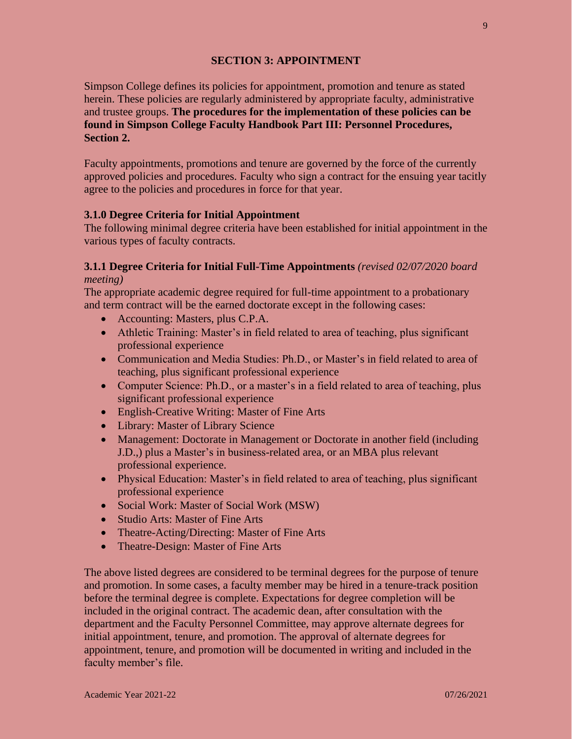## SECTION 3: APPOINTMENT

Simpson College defines its policies for appointment, promotion and tenure as stated herein. These policies are regularly administered by appropriate faculty, administrative and trustee groups. **The procedures for the implementation of these policies can be found in Simpson College Faculty Handbook Part III: Personnel Procedures, Section 2.**

Faculty appointments, promotions and tenure are governed by the force of the currently approved policies and procedures. Faculty who sign a contract for the ensuing year tacitly agree to the policies and procedures in force for that year.

### 3.1.0 Degree Criteria for Initial Appointment

The following minimal degree criteria have been established for initial appointment in the various types of faculty contracts.

### 3.1.1 Degree Criteria for Initial Full-Time Appointments *(revised 02/07/2020 board meeting)*

The appropriate academic degree required for full-time appointment to a probationary and term contract will be the earned doctorate except in the following cases:

- Accounting: Masters, plus C.P.A.
- Athletic Training: Master's in field related to area of teaching, plus significant professional experience
- Communication and Media Studies: Ph.D., or Master's in field related to area of teaching, plus significant professional experience
- Computer Science: Ph.D., or a master's in a field related to area of teaching, plus significant professional experience
- English-Creative Writing: Master of Fine Arts
- Library: Master of Library Science
- Management: Doctorate in Management or Doctorate in another field (including J.D.,) plus a Master's in business-related area, or an MBA plus relevant professional experience.
- Physical Education: Master's in field related to area of teaching, plus significant professional experience
- Social Work: Master of Social Work (MSW)
- Studio Arts: Master of Fine Arts
- Theatre-Acting/Directing: Master of Fine Arts
- Theatre-Design: Master of Fine Arts

The above listed degrees are considered to be terminal degrees for the purpose of tenure and promotion. In some cases, a faculty member may be hired in a tenure-track position before the terminal degree is complete. Expectations for degree completion will be included in the original contract. The academic dean, after consultation with the department and the Faculty Personnel Committee, may approve alternate degrees for initial appointment, tenure, and promotion. The approval of alternate degrees for appointment, tenure, and promotion will be documented in writing and included in the faculty member's file.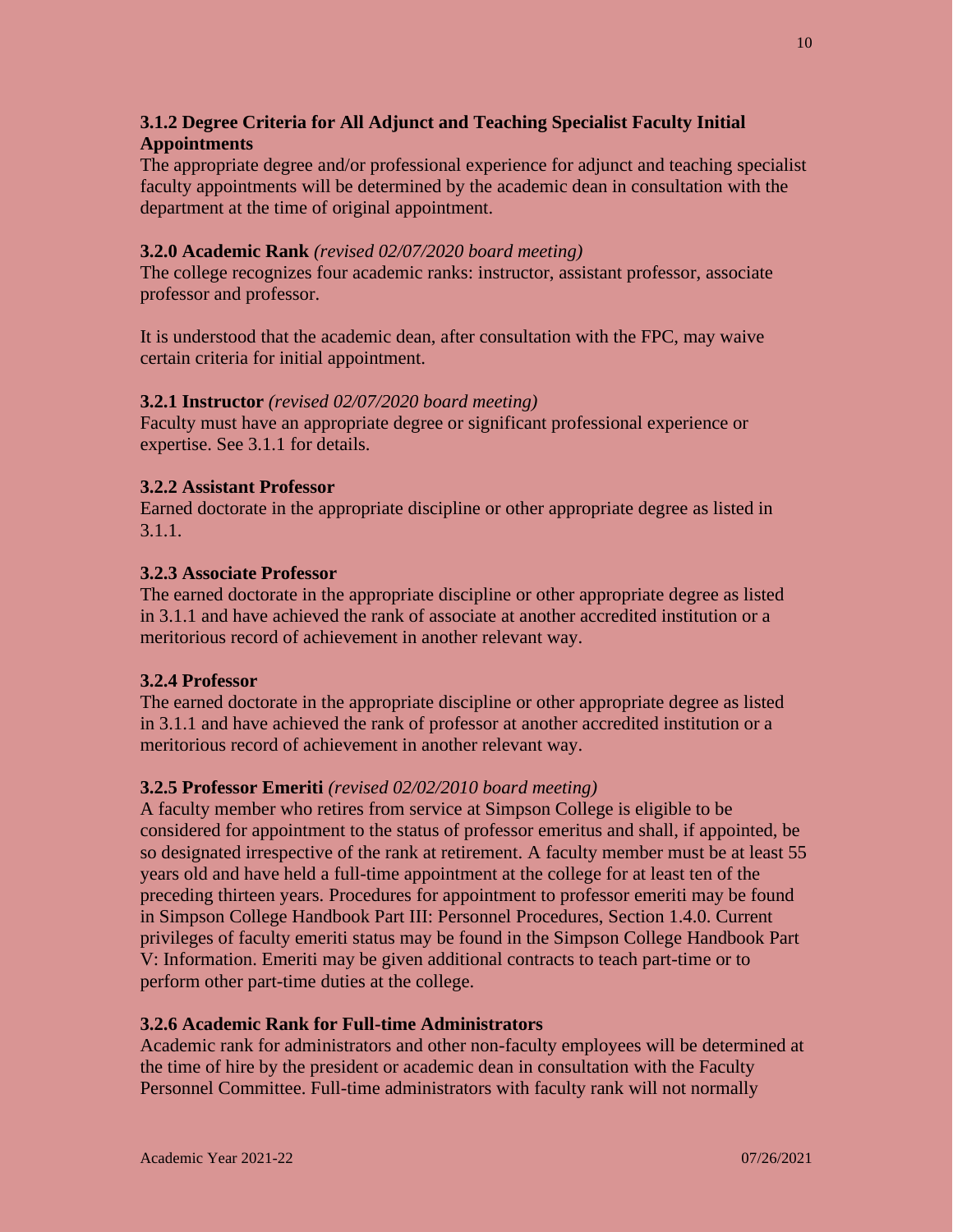### 3.1.2 Degree Criteria for All Adjunct and Teaching Specialist Faculty Initial Appointments

The appropriate degree and/or professional experience for adjunct and teaching specialist faculty appointments will be determined by the academic dean in consultation with the department at the time of original appointment.

### 3.2.0 Academic Rank *(revised 02/07/2020 board meeting)*

The college recognizes four academic ranks: instructor, assistant professor, associate professor and professor.

It is understood that the academic dean, after consultation with the FPC, may waive certain criteria for initial appointment.

### 3.2.1 Instructor *(revised 02/07/2020 board meeting)*

Faculty must have an appropriate degree or significant professional experience or expertise. See 3.1.1 for details.

### 3.2.2 Assistant Professor

Earned doctorate in the appropriate discipline or other appropriate degree as listed in 3.1.1.

### 3.2.3 Associate Professor

The earned doctorate in the appropriate discipline or other appropriate degree as listed in 3.1.1 and have achieved the rank of associate at another accredited institution or a meritorious record of achievement in another relevant way.

### 3.2.4 Professor

The earned doctorate in the appropriate discipline or other appropriate degree as listed in 3.1.1 and have achieved the rank of professor at another accredited institution or a meritorious record of achievement in another relevant way.

### 3.2.5 Professor Emeriti *(revised 02/02/2010 board meeting)*

A faculty member who retires from service at Simpson College is eligible to be considered for appointment to the status of professor emeritus and shall, if appointed, be so designated irrespective of the rank at retirement. A faculty member must be at least 55 years old and have held a full-time appointment at the college for at least ten of the preceding thirteen years. Procedures for appointment to professor emeriti may be found in Simpson College Handbook Part III: Personnel Procedures, Section 1.4.0. Current privileges of faculty emeriti status may be found in the Simpson College Handbook Part V: Information. Emeriti may be given additional contracts to teach part-time or to perform other part-time duties at the college.

### 3.2.6 Academic Rank for Full-time Administrators

Academic rank for administrators and other non-faculty employees will be determined at the time of hire by the president or academic dean in consultation with the Faculty Personnel Committee. Full-time administrators with faculty rank will not normally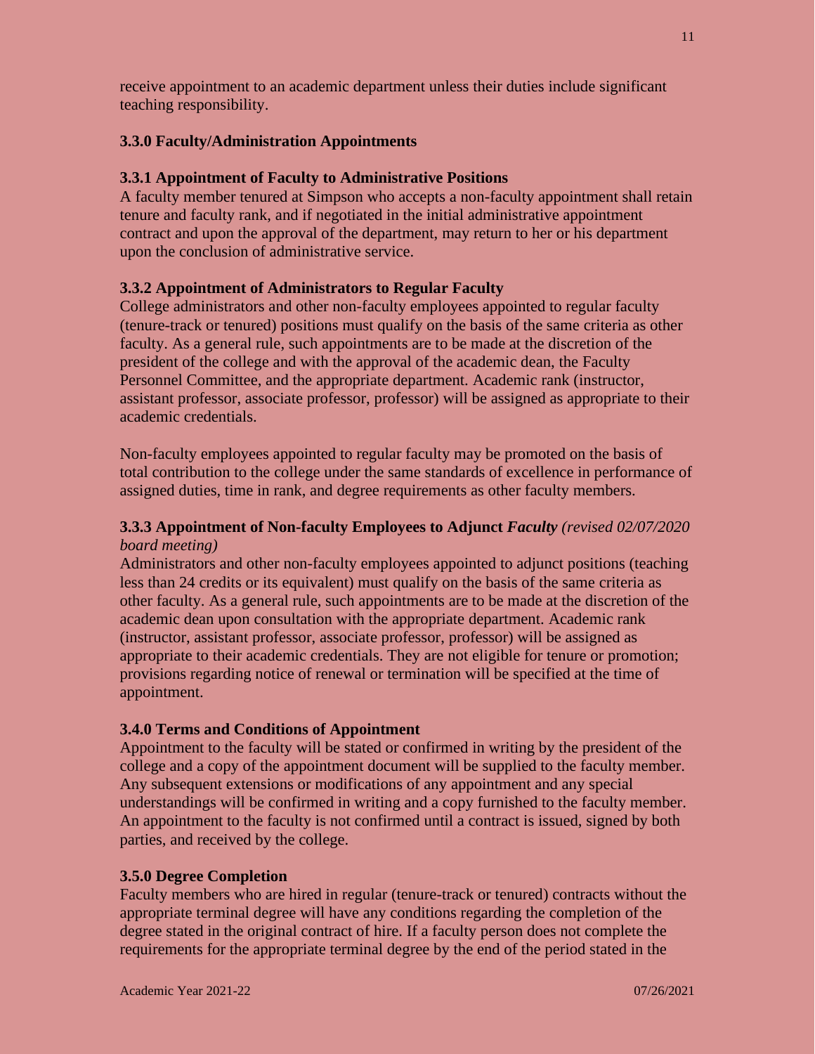receive appointment to an academic department unless their duties include significant teaching responsibility.

### 3.3.0 Faculty/Administration Appointments

#### 3.3.1 Appointment of Faculty to Administrative Positions

A faculty member tenured at Simpson who accepts a non-faculty appointment shall retain tenure and faculty rank, and if negotiated in the initial administrative appointment contract and upon the approval of the department, may return to her or his department upon the conclusion of administrative service.

#### 3.3.2 Appointment of Administrators to Regular Faculty

College administrators and other non-faculty employees appointed to regular faculty (tenure-track or tenured) positions must qualify on the basis of the same criteria as other faculty. As a general rule, such appointments are to be made at the discretion of the president of the college and with the approval of the academic dean, the Faculty Personnel Committee, and the appropriate department. Academic rank (instructor, assistant professor, associate professor, professor) will be assigned as appropriate to their academic credentials.

Non-faculty employees appointed to regular faculty may be promoted on the basis of total contribution to the college under the same standards of excellence in performance of assigned duties, time in rank, and degree requirements as other faculty members.

#### 3.3.3 Appointment of Non-faculty Employees to Adjunct ***Faculty*** *(revised 02/07/2020 board meeting)*

Administrators and other non-faculty employees appointed to adjunct positions (teaching less than 24 credits or its equivalent) must qualify on the basis of the same criteria as other faculty. As a general rule, such appointments are to be made at the discretion of the academic dean upon consultation with the appropriate department. Academic rank (instructor, assistant professor, associate professor, professor) will be assigned as appropriate to their academic credentials. They are not eligible for tenure or promotion; provisions regarding notice of renewal or termination will be specified at the time of appointment.

### 3.4.0 Terms and Conditions of Appointment

Appointment to the faculty will be stated or confirmed in writing by the president of the college and a copy of the appointment document will be supplied to the faculty member. Any subsequent extensions or modifications of any appointment and any special understandings will be confirmed in writing and a copy furnished to the faculty member. An appointment to the faculty is not confirmed until a contract is issued, signed by both parties, and received by the college.

### 3.5.0 Degree Completion

Faculty members who are hired in regular (tenure-track or tenured) contracts without the appropriate terminal degree will have any conditions regarding the completion of the degree stated in the original contract of hire. If a faculty person does not complete the requirements for the appropriate terminal degree by the end of the period stated in the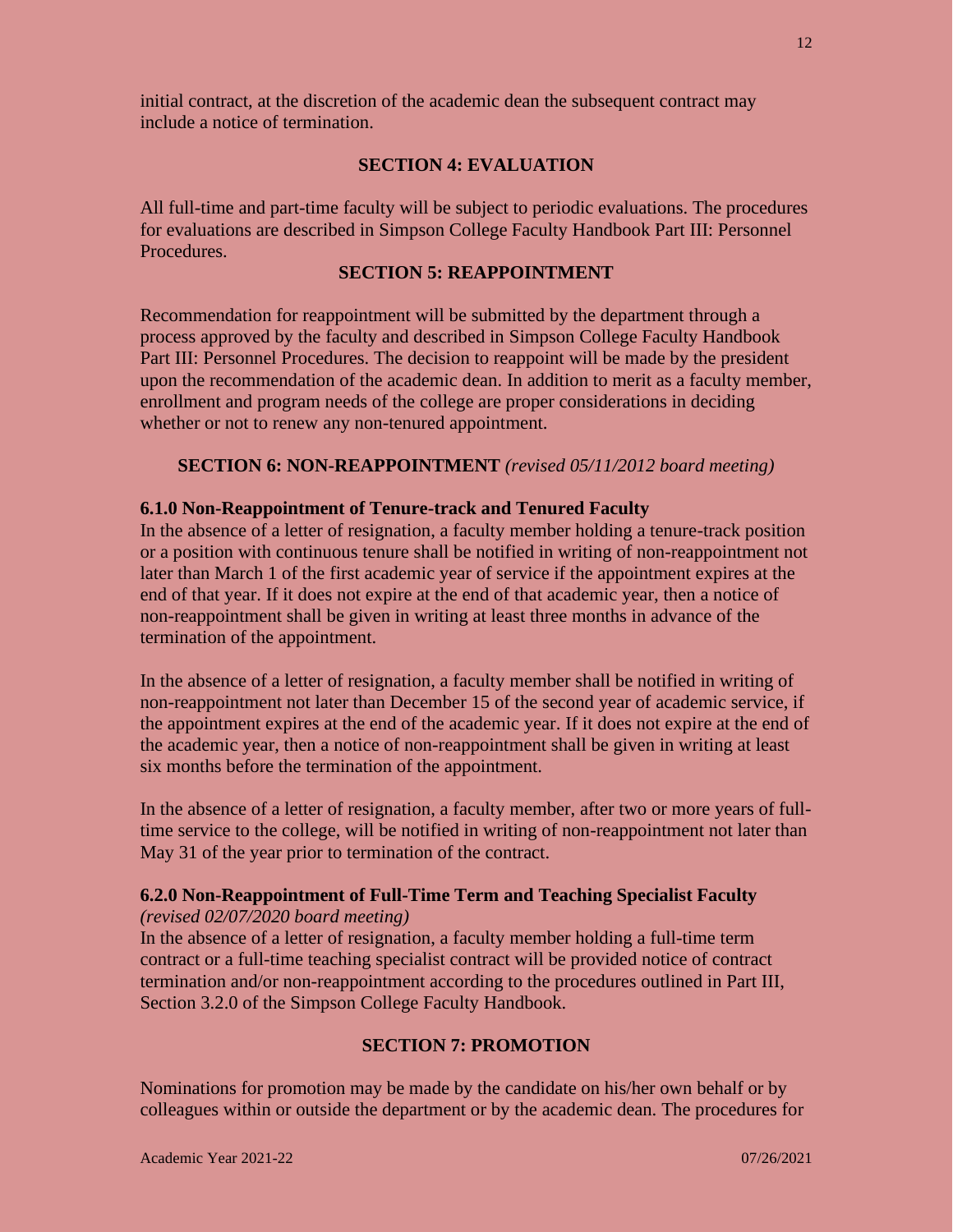initial contract, at the discretion of the academic dean the subsequent contract may include a notice of termination.

## SECTION 4: EVALUATION

All full-time and part-time faculty will be subject to periodic evaluations. The procedures for evaluations are described in Simpson College Faculty Handbook Part III: Personnel Procedures.

## SECTION 5: REAPPOINTMENT

Recommendation for reappointment will be submitted by the department through a process approved by the faculty and described in Simpson College Faculty Handbook Part III: Personnel Procedures. The decision to reappoint will be made by the president upon the recommendation of the academic dean. In addition to merit as a faculty member, enrollment and program needs of the college are proper considerations in deciding whether or not to renew any non-tenured appointment.

## SECTION 6: NON-REAPPOINTMENT *(revised 05/11/2012 board meeting)*

### 6.1.0 Non-Reappointment of Tenure-track and Tenured Faculty

In the absence of a letter of resignation, a faculty member holding a tenure-track position or a position with continuous tenure shall be notified in writing of non-reappointment not later than March 1 of the first academic year of service if the appointment expires at the end of that year. If it does not expire at the end of that academic year, then a notice of non-reappointment shall be given in writing at least three months in advance of the termination of the appointment.

In the absence of a letter of resignation, a faculty member shall be notified in writing of non-reappointment not later than December 15 of the second year of academic service, if the appointment expires at the end of the academic year. If it does not expire at the end of the academic year, then a notice of non-reappointment shall be given in writing at least six months before the termination of the appointment.

In the absence of a letter of resignation, a faculty member, after two or more years of full-time service to the college, will be notified in writing of non-reappointment not later than May 31 of the year prior to termination of the contract.

### 6.2.0 Non-Reappointment of Full-Time Term and Teaching Specialist Faculty

*(revised 02/07/2020 board meeting)*

In the absence of a letter of resignation, a faculty member holding a full-time term contract or a full-time teaching specialist contract will be provided notice of contract termination and/or non-reappointment according to the procedures outlined in Part III, Section 3.2.0 of the Simpson College Faculty Handbook.

## SECTION 7: PROMOTION

Nominations for promotion may be made by the candidate on his/her own behalf or by colleagues within or outside the department or by the academic dean. The procedures for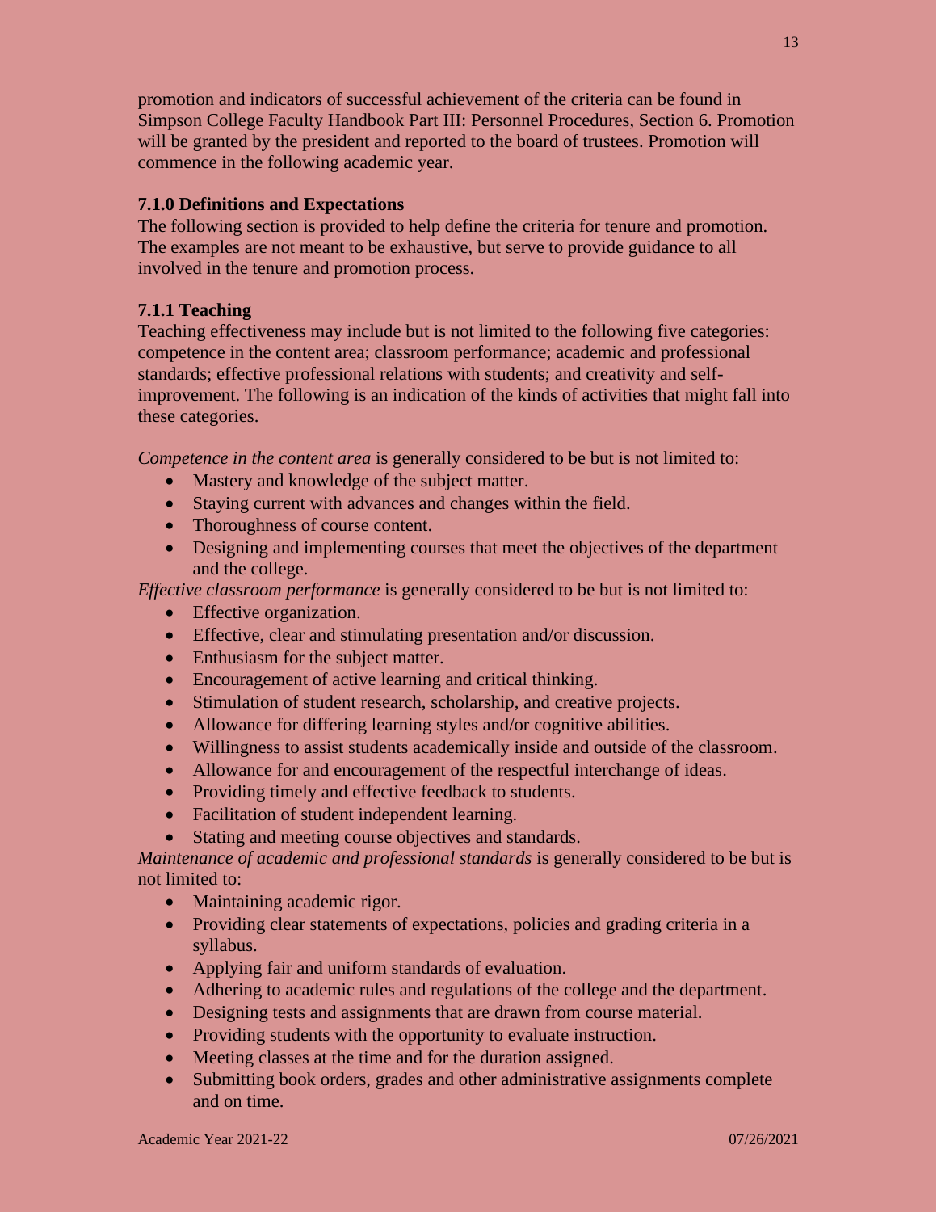promotion and indicators of successful achievement of the criteria can be found in Simpson College Faculty Handbook Part III: Personnel Procedures, Section 6. Promotion will be granted by the president and reported to the board of trustees. Promotion will commence in the following academic year.

### 7.1.0 Definitions and Expectations

The following section is provided to help define the criteria for tenure and promotion. The examples are not meant to be exhaustive, but serve to provide guidance to all involved in the tenure and promotion process.

### 7.1.1 Teaching

Teaching effectiveness may include but is not limited to the following five categories: competence in the content area; classroom performance; academic and professional standards; effective professional relations with students; and creativity and self-improvement. The following is an indication of the kinds of activities that might fall into these categories.

*Competence in the content area* is generally considered to be but is not limited to:

- Mastery and knowledge of the subject matter.
- Staying current with advances and changes within the field.
- Thoroughness of course content.
- Designing and implementing courses that meet the objectives of the department and the college.

*Effective classroom performance* is generally considered to be but is not limited to:

- Effective organization.
- Effective, clear and stimulating presentation and/or discussion.
- Enthusiasm for the subject matter.
- Encouragement of active learning and critical thinking.
- Stimulation of student research, scholarship, and creative projects.
- Allowance for differing learning styles and/or cognitive abilities.
- Willingness to assist students academically inside and outside of the classroom.
- Allowance for and encouragement of the respectful interchange of ideas.
- Providing timely and effective feedback to students.
- Facilitation of student independent learning.
- Stating and meeting course objectives and standards.

*Maintenance of academic and professional standards* is generally considered to be but is not limited to:

- Maintaining academic rigor.
- Providing clear statements of expectations, policies and grading criteria in a syllabus.
- Applying fair and uniform standards of evaluation.
- Adhering to academic rules and regulations of the college and the department.
- Designing tests and assignments that are drawn from course material.
- Providing students with the opportunity to evaluate instruction.
- Meeting classes at the time and for the duration assigned.
- Submitting book orders, grades and other administrative assignments complete and on time.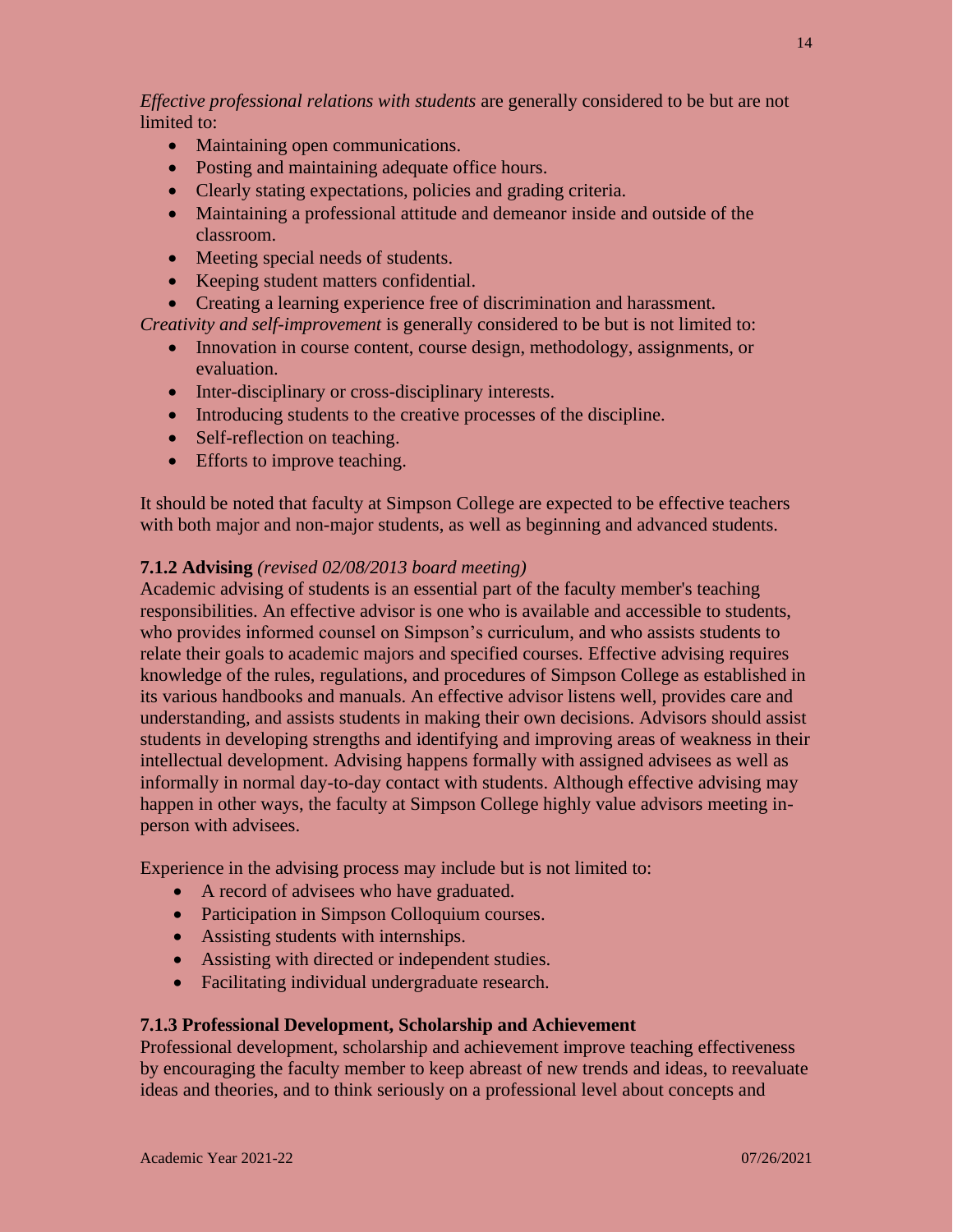*Effective professional relations with students* are generally considered to be but are not limited to:

- Maintaining open communications.
- Posting and maintaining adequate office hours.
- Clearly stating expectations, policies and grading criteria.
- Maintaining a professional attitude and demeanor inside and outside of the classroom.
- Meeting special needs of students.
- Keeping student matters confidential.
- Creating a learning experience free of discrimination and harassment.

*Creativity and self-improvement* is generally considered to be but is not limited to:

- Innovation in course content, course design, methodology, assignments, or evaluation.
- Inter-disciplinary or cross-disciplinary interests.
- Introducing students to the creative processes of the discipline.
- Self-reflection on teaching.
- Efforts to improve teaching.

It should be noted that faculty at Simpson College are expected to be effective teachers with both major and non-major students, as well as beginning and advanced students.

#### 7.1.2 Advising *(revised 02/08/2013 board meeting)*

Academic advising of students is an essential part of the faculty member's teaching responsibilities. An effective advisor is one who is available and accessible to students, who provides informed counsel on Simpson’s curriculum, and who assists students to relate their goals to academic majors and specified courses. Effective advising requires knowledge of the rules, regulations, and procedures of Simpson College as established in its various handbooks and manuals. An effective advisor listens well, provides care and understanding, and assists students in making their own decisions. Advisors should assist students in developing strengths and identifying and improving areas of weakness in their intellectual development. Advising happens formally with assigned advisees as well as informally in normal day-to-day contact with students. Although effective advising may happen in other ways, the faculty at Simpson College highly value advisors meeting in-person with advisees.

Experience in the advising process may include but is not limited to:

- A record of advisees who have graduated.
- Participation in Simpson Colloquium courses.
- Assisting students with internships.
- Assisting with directed or independent studies.
- Facilitating individual undergraduate research.

#### 7.1.3 Professional Development, Scholarship and Achievement

Professional development, scholarship and achievement improve teaching effectiveness by encouraging the faculty member to keep abreast of new trends and ideas, to reevaluate ideas and theories, and to think seriously on a professional level about concepts and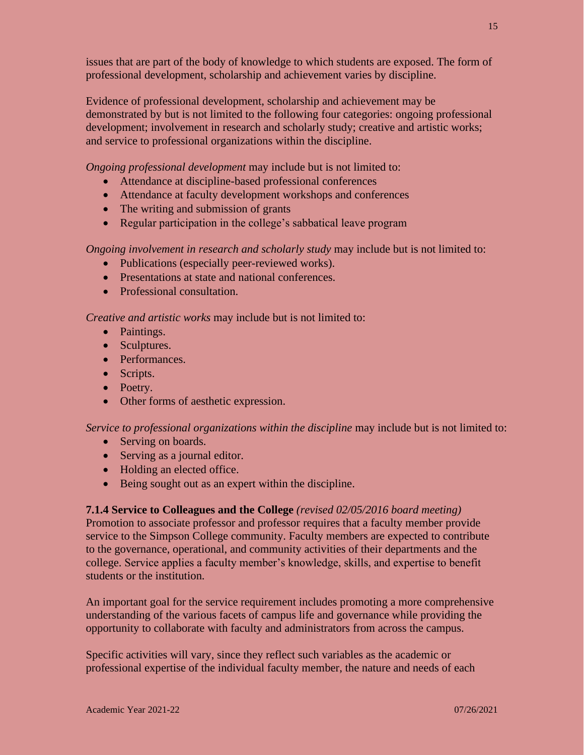issues that are part of the body of knowledge to which students are exposed. The form of professional development, scholarship and achievement varies by discipline.

Evidence of professional development, scholarship and achievement may be demonstrated by but is not limited to the following four categories: ongoing professional development; involvement in research and scholarly study; creative and artistic works; and service to professional organizations within the discipline.

*Ongoing professional development* may include but is not limited to:

- Attendance at discipline-based professional conferences
- Attendance at faculty development workshops and conferences
- The writing and submission of grants
- Regular participation in the college's sabbatical leave program

*Ongoing involvement in research and scholarly study* may include but is not limited to:

- Publications (especially peer-reviewed works).
- Presentations at state and national conferences.
- Professional consultation.

*Creative and artistic works* may include but is not limited to:

- Paintings.
- Sculptures.
- Performances.
- Scripts.
- Poetry.
- Other forms of aesthetic expression.

*Service to professional organizations within the discipline* may include but is not limited to:

- Serving on boards.
- Serving as a journal editor.
- Holding an elected office.
- Being sought out as an expert within the discipline.

**7.1.4 Service to Colleagues and the College** *(revised 02/05/2016 board meeting)*
Promotion to associate professor and professor requires that a faculty member provide service to the Simpson College community. Faculty members are expected to contribute to the governance, operational, and community activities of their departments and the college. Service applies a faculty member's knowledge, skills, and expertise to benefit students or the institution.

An important goal for the service requirement includes promoting a more comprehensive understanding of the various facets of campus life and governance while providing the opportunity to collaborate with faculty and administrators from across the campus.

Specific activities will vary, since they reflect such variables as the academic or professional expertise of the individual faculty member, the nature and needs of each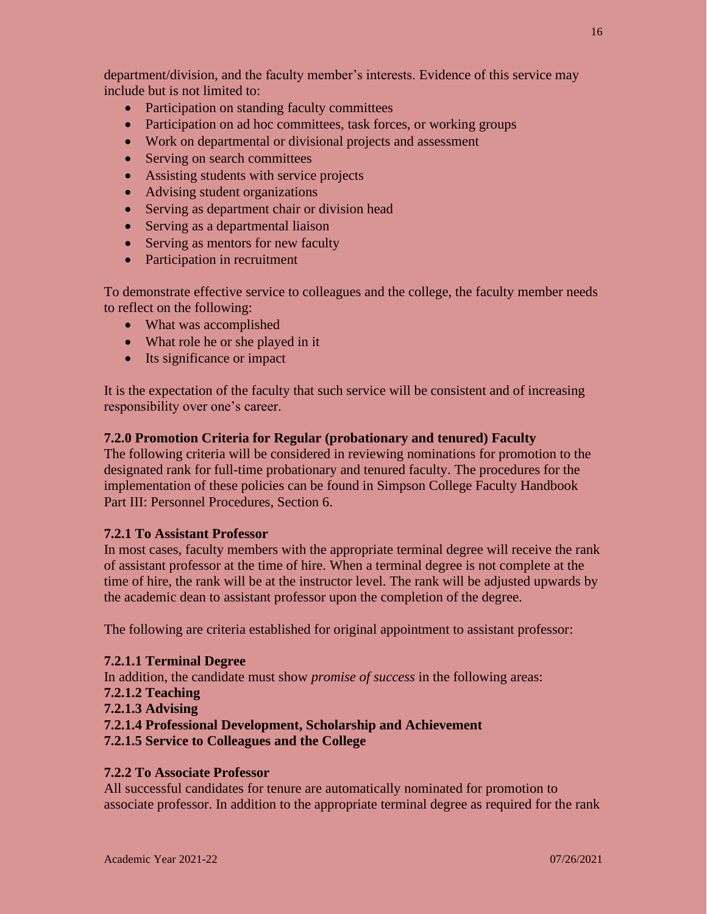department/division, and the faculty member's interests. Evidence of this service may include but is not limited to:

- Participation on standing faculty committees
- Participation on ad hoc committees, task forces, or working groups
- Work on departmental or divisional projects and assessment
- Serving on search committees
- Assisting students with service projects
- Advising student organizations
- Serving as department chair or division head
- Serving as a departmental liaison
- Serving as mentors for new faculty
- Participation in recruitment

To demonstrate effective service to colleagues and the college, the faculty member needs to reflect on the following:

- What was accomplished
- What role he or she played in it
- Its significance or impact

It is the expectation of the faculty that such service will be consistent and of increasing responsibility over one's career.

### 7.2.0 Promotion Criteria for Regular (probationary and tenured) Faculty

The following criteria will be considered in reviewing nominations for promotion to the designated rank for full-time probationary and tenured faculty. The procedures for the implementation of these policies can be found in Simpson College Faculty Handbook Part III: Personnel Procedures, Section 6.

### 7.2.1 To Assistant Professor

In most cases, faculty members with the appropriate terminal degree will receive the rank of assistant professor at the time of hire. When a terminal degree is not complete at the time of hire, the rank will be at the instructor level. The rank will be adjusted upwards by the academic dean to assistant professor upon the completion of the degree.

The following are criteria established for original appointment to assistant professor:

**7.2.1.1 Terminal Degree**

In addition, the candidate must show *promise of success* in the following areas:

**7.2.1.2 Teaching**

**7.2.1.3 Advising**

**7.2.1.4 Professional Development, Scholarship and Achievement**

**7.2.1.5 Service to Colleagues and the College**

### 7.2.2 To Associate Professor

All successful candidates for tenure are automatically nominated for promotion to associate professor. In addition to the appropriate terminal degree as required for the rank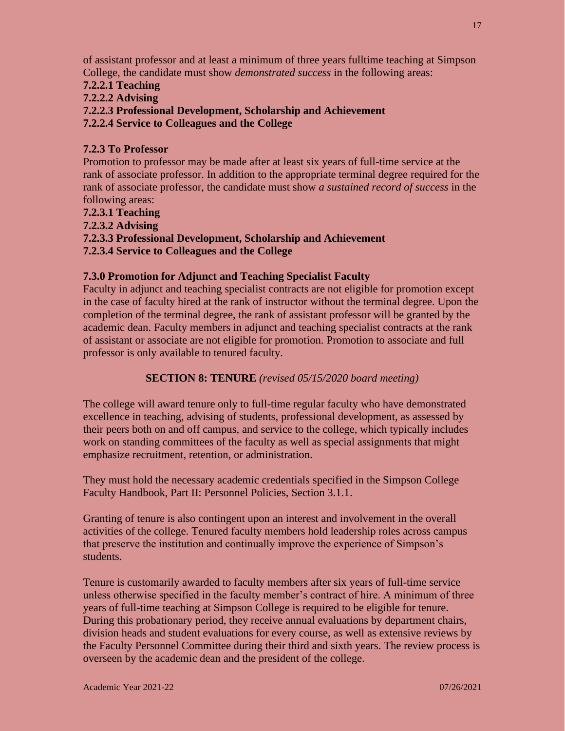of assistant professor and at least a minimum of three years fulltime teaching at Simpson College, the candidate must show *demonstrated success* in the following areas:

**7.2.2.1 Teaching**
**7.2.2.2 Advising**
**7.2.2.3 Professional Development, Scholarship and Achievement**
**7.2.2.4 Service to Colleagues and the College**

**7.2.3 To Professor**

Promotion to professor may be made after at least six years of full-time service at the rank of associate professor. In addition to the appropriate terminal degree required for the rank of associate professor, the candidate must show *a sustained record of success* in the following areas:

**7.2.3.1 Teaching**
**7.2.3.2 Advising**
**7.2.3.3 Professional Development, Scholarship and Achievement**
**7.2.3.4 Service to Colleagues and the College**

**7.3.0 Promotion for Adjunct and Teaching Specialist Faculty**

Faculty in adjunct and teaching specialist contracts are not eligible for promotion except in the case of faculty hired at the rank of instructor without the terminal degree. Upon the completion of the terminal degree, the rank of assistant professor will be granted by the academic dean. Faculty members in adjunct and teaching specialist contracts at the rank of assistant or associate are not eligible for promotion. Promotion to associate and full professor is only available to tenured faculty.

## SECTION 8: TENURE *(revised 05/15/2020 board meeting)*

The college will award tenure only to full-time regular faculty who have demonstrated excellence in teaching, advising of students, professional development, as assessed by their peers both on and off campus, and service to the college, which typically includes work on standing committees of the faculty as well as special assignments that might emphasize recruitment, retention, or administration.

They must hold the necessary academic credentials specified in the Simpson College Faculty Handbook, Part II: Personnel Policies, Section 3.1.1.

Granting of tenure is also contingent upon an interest and involvement in the overall activities of the college. Tenured faculty members hold leadership roles across campus that preserve the institution and continually improve the experience of Simpson's students.

Tenure is customarily awarded to faculty members after six years of full-time service unless otherwise specified in the faculty member's contract of hire. A minimum of three years of full-time teaching at Simpson College is required to be eligible for tenure. During this probationary period, they receive annual evaluations by department chairs, division heads and student evaluations for every course, as well as extensive reviews by the Faculty Personnel Committee during their third and sixth years. The review process is overseen by the academic dean and the president of the college.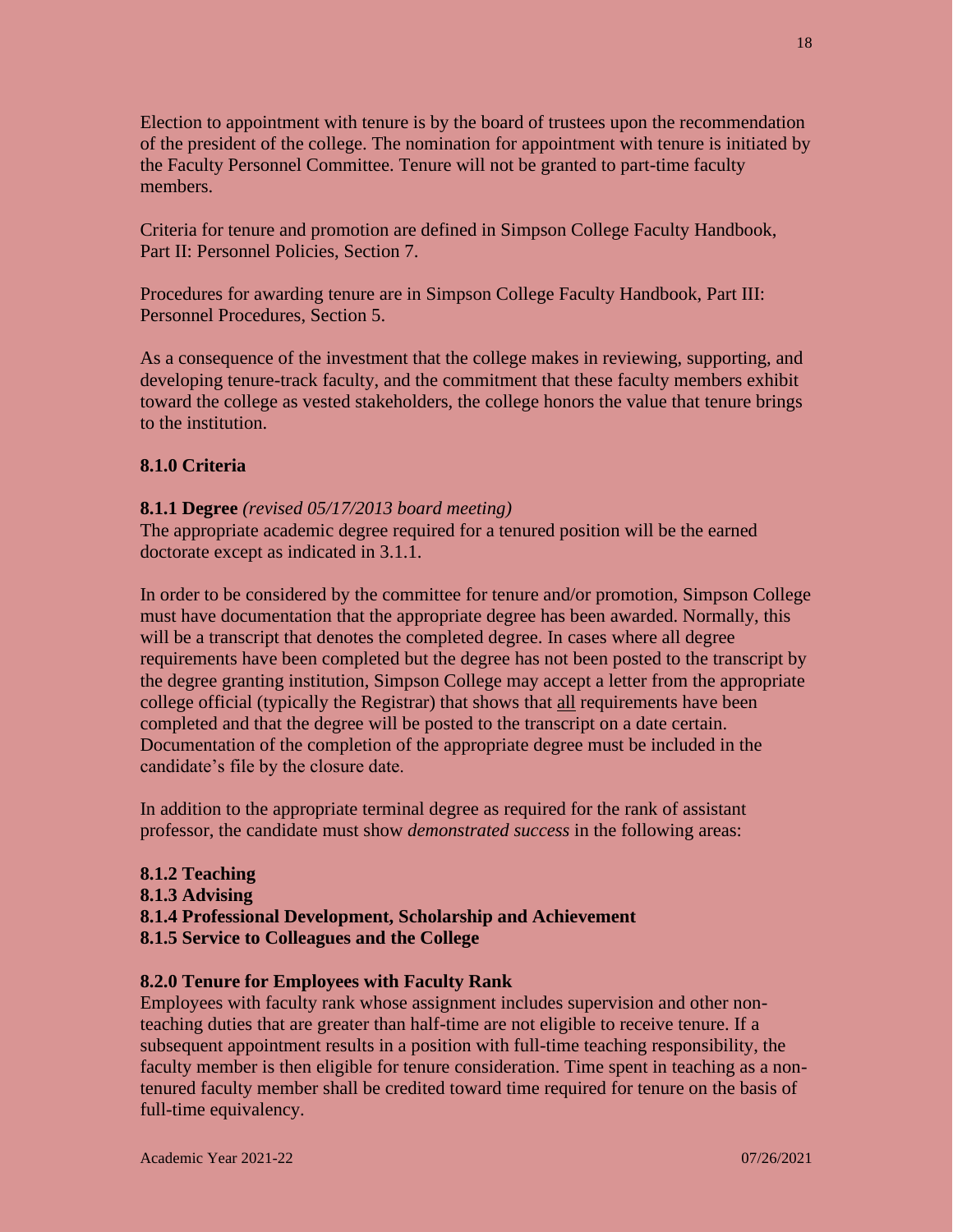Election to appointment with tenure is by the board of trustees upon the recommendation of the president of the college. The nomination for appointment with tenure is initiated by the Faculty Personnel Committee. Tenure will not be granted to part-time faculty members.

Criteria for tenure and promotion are defined in Simpson College Faculty Handbook, Part II: Personnel Policies, Section 7.

Procedures for awarding tenure are in Simpson College Faculty Handbook, Part III: Personnel Procedures, Section 5.

As a consequence of the investment that the college makes in reviewing, supporting, and developing tenure-track faculty, and the commitment that these faculty members exhibit toward the college as vested stakeholders, the college honors the value that tenure brings to the institution.

**8.1.0 Criteria**

**8.1.1 Degree** *(revised 05/17/2013 board meeting)*
The appropriate academic degree required for a tenured position will be the earned doctorate except as indicated in 3.1.1.

In order to be considered by the committee for tenure and/or promotion, Simpson College must have documentation that the appropriate degree has been awarded. Normally, this will be a transcript that denotes the completed degree. In cases where all degree requirements have been completed but the degree has not been posted to the transcript by the degree granting institution, Simpson College may accept a letter from the appropriate college official (typically the Registrar) that shows that <u>all</u> requirements have been completed and that the degree will be posted to the transcript on a date certain. Documentation of the completion of the appropriate degree must be included in the candidate's file by the closure date.

In addition to the appropriate terminal degree as required for the rank of assistant professor, the candidate must show *demonstrated success* in the following areas:

**8.1.2 Teaching**
**8.1.3 Advising**
**8.1.4 Professional Development, Scholarship and Achievement**
**8.1.5 Service to Colleagues and the College**

**8.2.0 Tenure for Employees with Faculty Rank**
Employees with faculty rank whose assignment includes supervision and other non-teaching duties that are greater than half-time are not eligible to receive tenure. If a subsequent appointment results in a position with full-time teaching responsibility, the faculty member is then eligible for tenure consideration. Time spent in teaching as a non-tenured faculty member shall be credited toward time required for tenure on the basis of full-time equivalency.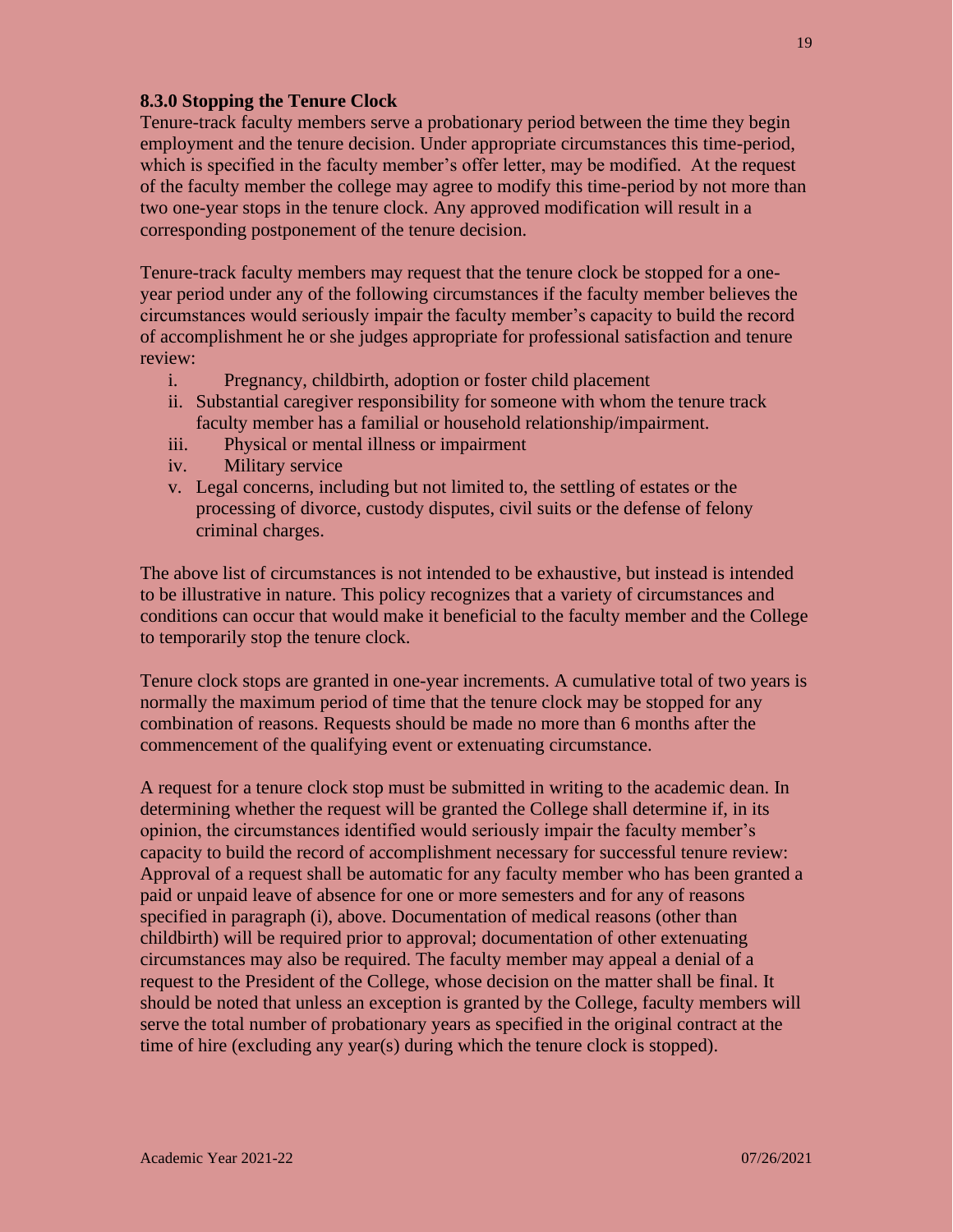### 8.3.0 Stopping the Tenure Clock

Tenure-track faculty members serve a probationary period between the time they begin employment and the tenure decision. Under appropriate circumstances this time-period, which is specified in the faculty member's offer letter, may be modified. At the request of the faculty member the college may agree to modify this time-period by not more than two one-year stops in the tenure clock. Any approved modification will result in a corresponding postponement of the tenure decision.

Tenure-track faculty members may request that the tenure clock be stopped for a one-year period under any of the following circumstances if the faculty member believes the circumstances would seriously impair the faculty member's capacity to build the record of accomplishment he or she judges appropriate for professional satisfaction and tenure review:

i. Pregnancy, childbirth, adoption or foster child placement
ii. Substantial caregiver responsibility for someone with whom the tenure track faculty member has a familial or household relationship/impairment.
iii. Physical or mental illness or impairment
iv. Military service
v. Legal concerns, including but not limited to, the settling of estates or the processing of divorce, custody disputes, civil suits or the defense of felony criminal charges.

The above list of circumstances is not intended to be exhaustive, but instead is intended to be illustrative in nature. This policy recognizes that a variety of circumstances and conditions can occur that would make it beneficial to the faculty member and the College to temporarily stop the tenure clock.

Tenure clock stops are granted in one-year increments. A cumulative total of two years is normally the maximum period of time that the tenure clock may be stopped for any combination of reasons. Requests should be made no more than 6 months after the commencement of the qualifying event or extenuating circumstance.

A request for a tenure clock stop must be submitted in writing to the academic dean. In determining whether the request will be granted the College shall determine if, in its opinion, the circumstances identified would seriously impair the faculty member's capacity to build the record of accomplishment necessary for successful tenure review: Approval of a request shall be automatic for any faculty member who has been granted a paid or unpaid leave of absence for one or more semesters and for any of reasons specified in paragraph (i), above. Documentation of medical reasons (other than childbirth) will be required prior to approval; documentation of other extenuating circumstances may also be required. The faculty member may appeal a denial of a request to the President of the College, whose decision on the matter shall be final. It should be noted that unless an exception is granted by the College, faculty members will serve the total number of probationary years as specified in the original contract at the time of hire (excluding any year(s) during which the tenure clock is stopped).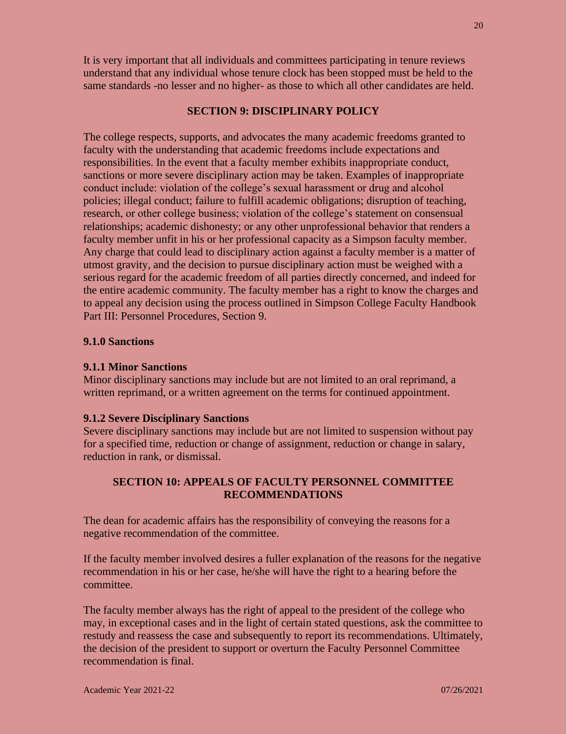It is very important that all individuals and committees participating in tenure reviews understand that any individual whose tenure clock has been stopped must be held to the same standards -no lesser and no higher- as those to which all other candidates are held.

## SECTION 9: DISCIPLINARY POLICY

The college respects, supports, and advocates the many academic freedoms granted to faculty with the understanding that academic freedoms include expectations and responsibilities. In the event that a faculty member exhibits inappropriate conduct, sanctions or more severe disciplinary action may be taken. Examples of inappropriate conduct include: violation of the college's sexual harassment or drug and alcohol policies; illegal conduct; failure to fulfill academic obligations; disruption of teaching, research, or other college business; violation of the college's statement on consensual relationships; academic dishonesty; or any other unprofessional behavior that renders a faculty member unfit in his or her professional capacity as a Simpson faculty member. Any charge that could lead to disciplinary action against a faculty member is a matter of utmost gravity, and the decision to pursue disciplinary action must be weighed with a serious regard for the academic freedom of all parties directly concerned, and indeed for the entire academic community. The faculty member has a right to know the charges and to appeal any decision using the process outlined in Simpson College Faculty Handbook Part III: Personnel Procedures, Section 9.

### 9.1.0 Sanctions

#### 9.1.1 Minor Sanctions

Minor disciplinary sanctions may include but are not limited to an oral reprimand, a written reprimand, or a written agreement on the terms for continued appointment.

#### 9.1.2 Severe Disciplinary Sanctions

Severe disciplinary sanctions may include but are not limited to suspension without pay for a specified time, reduction or change of assignment, reduction or change in salary, reduction in rank, or dismissal.

## SECTION 10: APPEALS OF FACULTY PERSONNEL COMMITTEE RECOMMENDATIONS

The dean for academic affairs has the responsibility of conveying the reasons for a negative recommendation of the committee.

If the faculty member involved desires a fuller explanation of the reasons for the negative recommendation in his or her case, he/she will have the right to a hearing before the committee.

The faculty member always has the right of appeal to the president of the college who may, in exceptional cases and in the light of certain stated questions, ask the committee to restudy and reassess the case and subsequently to report its recommendations. Ultimately, the decision of the president to support or overturn the Faculty Personnel Committee recommendation is final.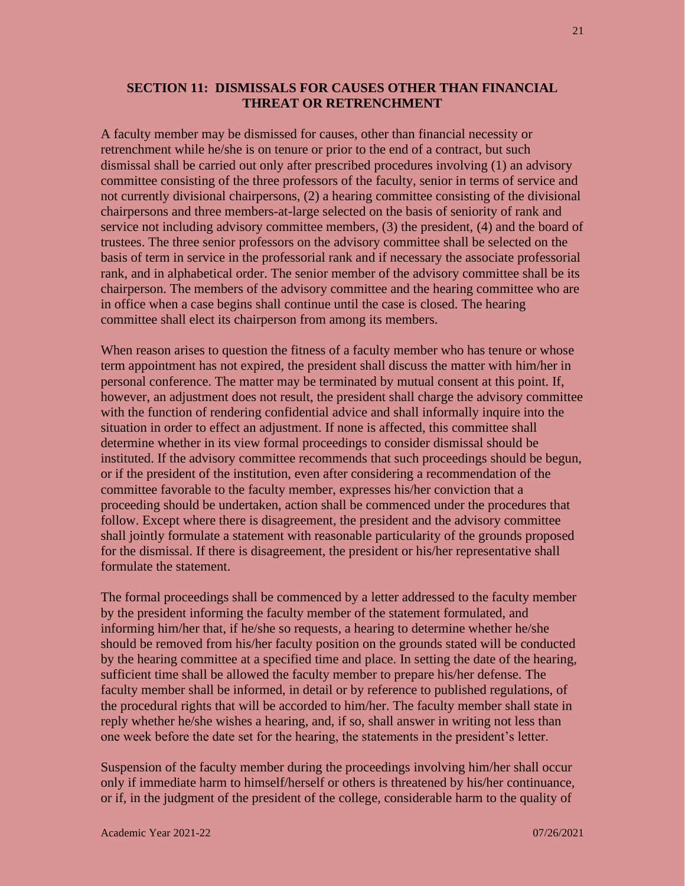## SECTION 11: DISMISSALS FOR CAUSES OTHER THAN FINANCIAL THREAT OR RETRENCHMENT

A faculty member may be dismissed for causes, other than financial necessity or retrenchment while he/she is on tenure or prior to the end of a contract, but such dismissal shall be carried out only after prescribed procedures involving (1) an advisory committee consisting of the three professors of the faculty, senior in terms of service and not currently divisional chairpersons, (2) a hearing committee consisting of the divisional chairpersons and three members-at-large selected on the basis of seniority of rank and service not including advisory committee members, (3) the president, (4) and the board of trustees. The three senior professors on the advisory committee shall be selected on the basis of term in service in the professorial rank and if necessary the associate professorial rank, and in alphabetical order. The senior member of the advisory committee shall be its chairperson. The members of the advisory committee and the hearing committee who are in office when a case begins shall continue until the case is closed. The hearing committee shall elect its chairperson from among its members.

When reason arises to question the fitness of a faculty member who has tenure or whose term appointment has not expired, the president shall discuss the matter with him/her in personal conference. The matter may be terminated by mutual consent at this point. If, however, an adjustment does not result, the president shall charge the advisory committee with the function of rendering confidential advice and shall informally inquire into the situation in order to effect an adjustment. If none is affected, this committee shall determine whether in its view formal proceedings to consider dismissal should be instituted. If the advisory committee recommends that such proceedings should be begun, or if the president of the institution, even after considering a recommendation of the committee favorable to the faculty member, expresses his/her conviction that a proceeding should be undertaken, action shall be commenced under the procedures that follow. Except where there is disagreement, the president and the advisory committee shall jointly formulate a statement with reasonable particularity of the grounds proposed for the dismissal. If there is disagreement, the president or his/her representative shall formulate the statement.

The formal proceedings shall be commenced by a letter addressed to the faculty member by the president informing the faculty member of the statement formulated, and informing him/her that, if he/she so requests, a hearing to determine whether he/she should be removed from his/her faculty position on the grounds stated will be conducted by the hearing committee at a specified time and place. In setting the date of the hearing, sufficient time shall be allowed the faculty member to prepare his/her defense. The faculty member shall be informed, in detail or by reference to published regulations, of the procedural rights that will be accorded to him/her. The faculty member shall state in reply whether he/she wishes a hearing, and, if so, shall answer in writing not less than one week before the date set for the hearing, the statements in the president's letter.

Suspension of the faculty member during the proceedings involving him/her shall occur only if immediate harm to himself/herself or others is threatened by his/her continuance, or if, in the judgment of the president of the college, considerable harm to the quality of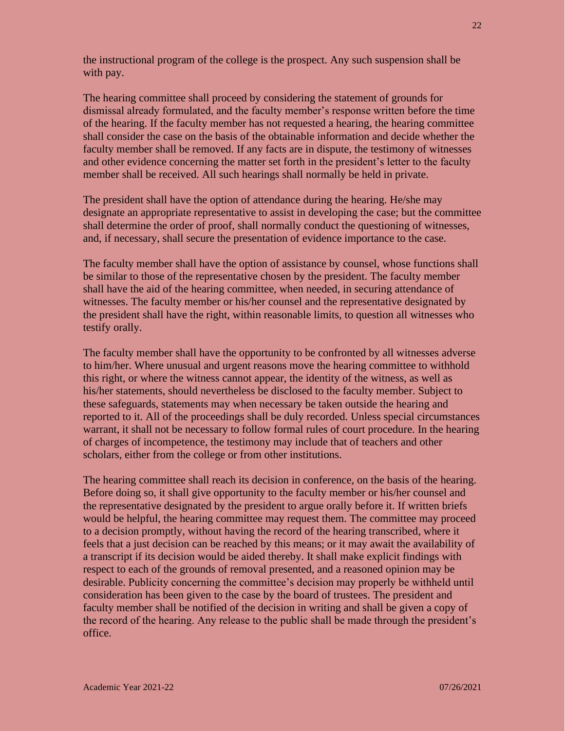the instructional program of the college is the prospect. Any such suspension shall be with pay.

The hearing committee shall proceed by considering the statement of grounds for dismissal already formulated, and the faculty member's response written before the time of the hearing. If the faculty member has not requested a hearing, the hearing committee shall consider the case on the basis of the obtainable information and decide whether the faculty member shall be removed. If any facts are in dispute, the testimony of witnesses and other evidence concerning the matter set forth in the president's letter to the faculty member shall be received. All such hearings shall normally be held in private.

The president shall have the option of attendance during the hearing. He/she may designate an appropriate representative to assist in developing the case; but the committee shall determine the order of proof, shall normally conduct the questioning of witnesses, and, if necessary, shall secure the presentation of evidence importance to the case.

The faculty member shall have the option of assistance by counsel, whose functions shall be similar to those of the representative chosen by the president. The faculty member shall have the aid of the hearing committee, when needed, in securing attendance of witnesses. The faculty member or his/her counsel and the representative designated by the president shall have the right, within reasonable limits, to question all witnesses who testify orally.

The faculty member shall have the opportunity to be confronted by all witnesses adverse to him/her. Where unusual and urgent reasons move the hearing committee to withhold this right, or where the witness cannot appear, the identity of the witness, as well as his/her statements, should nevertheless be disclosed to the faculty member. Subject to these safeguards, statements may when necessary be taken outside the hearing and reported to it. All of the proceedings shall be duly recorded. Unless special circumstances warrant, it shall not be necessary to follow formal rules of court procedure. In the hearing of charges of incompetence, the testimony may include that of teachers and other scholars, either from the college or from other institutions.

The hearing committee shall reach its decision in conference, on the basis of the hearing. Before doing so, it shall give opportunity to the faculty member or his/her counsel and the representative designated by the president to argue orally before it. If written briefs would be helpful, the hearing committee may request them. The committee may proceed to a decision promptly, without having the record of the hearing transcribed, where it feels that a just decision can be reached by this means; or it may await the availability of a transcript if its decision would be aided thereby. It shall make explicit findings with respect to each of the grounds of removal presented, and a reasoned opinion may be desirable. Publicity concerning the committee's decision may properly be withheld until consideration has been given to the case by the board of trustees. The president and faculty member shall be notified of the decision in writing and shall be given a copy of the record of the hearing. Any release to the public shall be made through the president's office.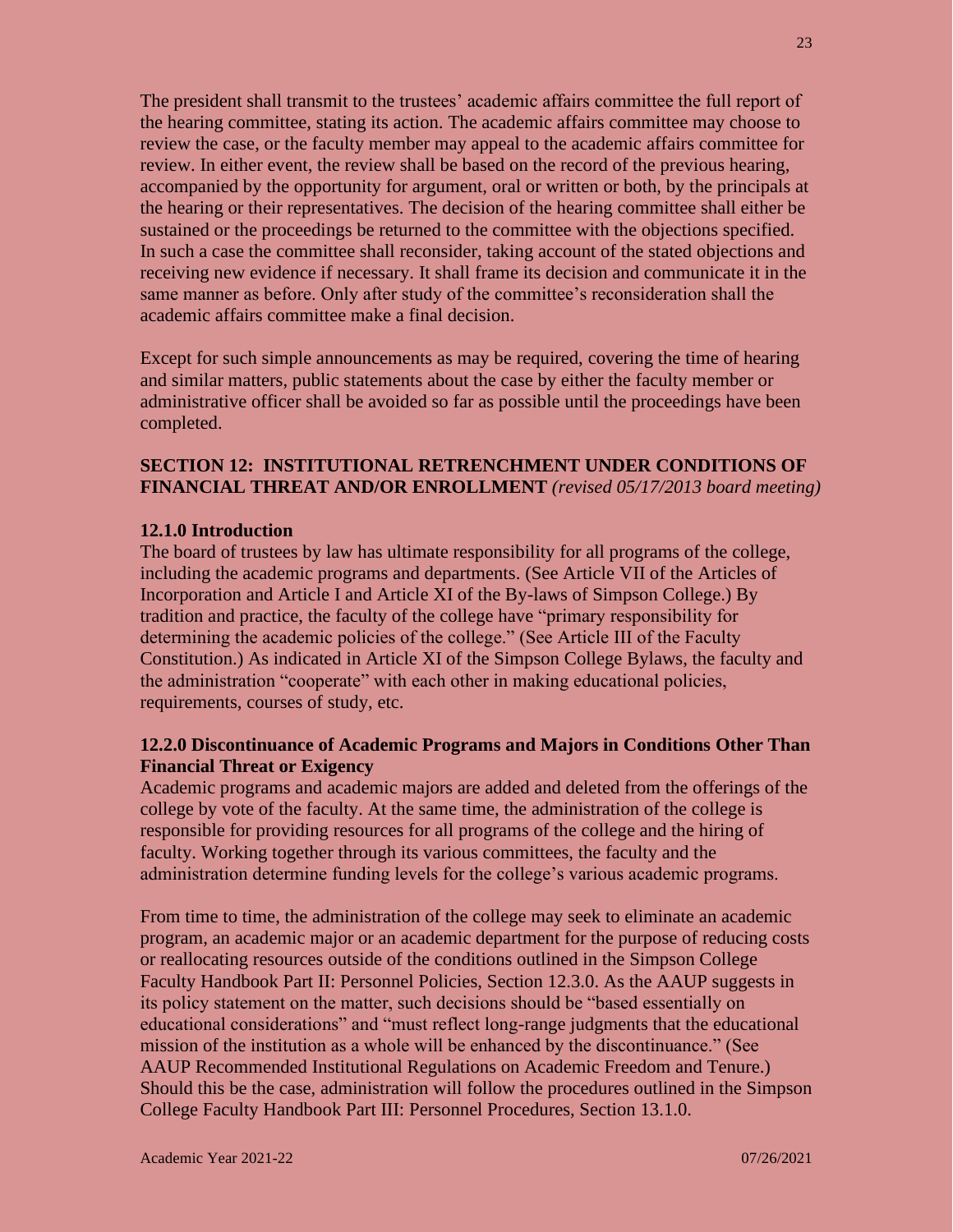The president shall transmit to the trustees' academic affairs committee the full report of the hearing committee, stating its action. The academic affairs committee may choose to review the case, or the faculty member may appeal to the academic affairs committee for review. In either event, the review shall be based on the record of the previous hearing, accompanied by the opportunity for argument, oral or written or both, by the principals at the hearing or their representatives. The decision of the hearing committee shall either be sustained or the proceedings be returned to the committee with the objections specified. In such a case the committee shall reconsider, taking account of the stated objections and receiving new evidence if necessary. It shall frame its decision and communicate it in the same manner as before. Only after study of the committee's reconsideration shall the academic affairs committee make a final decision.

Except for such simple announcements as may be required, covering the time of hearing and similar matters, public statements about the case by either the faculty member or administrative officer shall be avoided so far as possible until the proceedings have been completed.

## SECTION 12: INSTITUTIONAL RETRENCHMENT UNDER CONDITIONS OF FINANCIAL THREAT AND/OR ENROLLMENT *(revised 05/17/2013 board meeting)*

### 12.1.0 Introduction

The board of trustees by law has ultimate responsibility for all programs of the college, including the academic programs and departments. (See Article VII of the Articles of Incorporation and Article I and Article XI of the By-laws of Simpson College.) By tradition and practice, the faculty of the college have "primary responsibility for determining the academic policies of the college." (See Article III of the Faculty Constitution.) As indicated in Article XI of the Simpson College Bylaws, the faculty and the administration "cooperate" with each other in making educational policies, requirements, courses of study, etc.

### 12.2.0 Discontinuance of Academic Programs and Majors in Conditions Other Than Financial Threat or Exigency

Academic programs and academic majors are added and deleted from the offerings of the college by vote of the faculty. At the same time, the administration of the college is responsible for providing resources for all programs of the college and the hiring of faculty. Working together through its various committees, the faculty and the administration determine funding levels for the college's various academic programs.

From time to time, the administration of the college may seek to eliminate an academic program, an academic major or an academic department for the purpose of reducing costs or reallocating resources outside of the conditions outlined in the Simpson College Faculty Handbook Part II: Personnel Policies, Section 12.3.0. As the AAUP suggests in its policy statement on the matter, such decisions should be "based essentially on educational considerations" and "must reflect long-range judgments that the educational mission of the institution as a whole will be enhanced by the discontinuance." (See AAUP Recommended Institutional Regulations on Academic Freedom and Tenure.) Should this be the case, administration will follow the procedures outlined in the Simpson College Faculty Handbook Part III: Personnel Procedures, Section 13.1.0.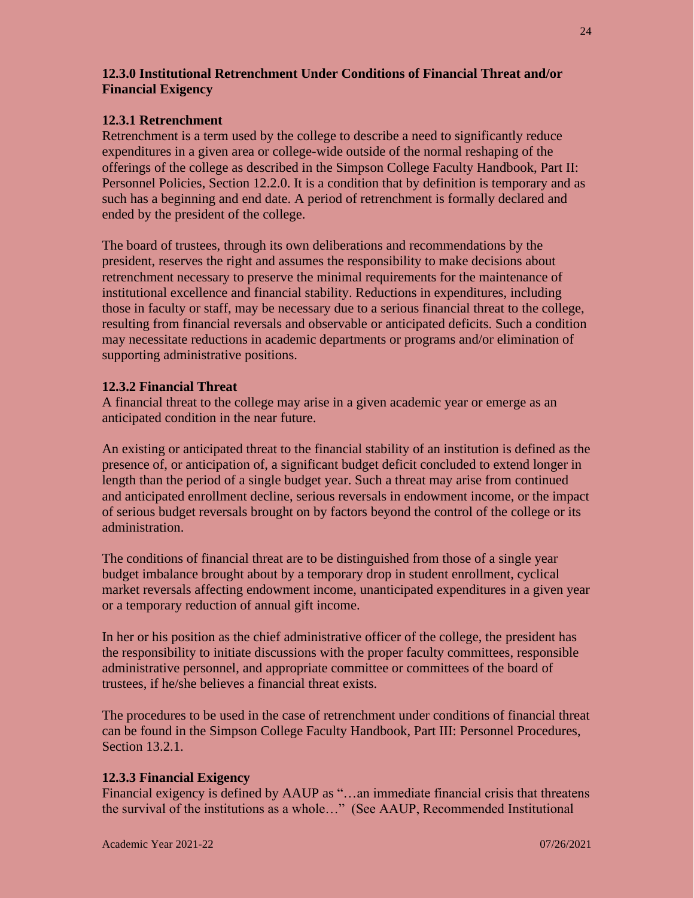### 12.3.0 Institutional Retrenchment Under Conditions of Financial Threat and/or Financial Exigency

#### 12.3.1 Retrenchment

Retrenchment is a term used by the college to describe a need to significantly reduce expenditures in a given area or college-wide outside of the normal reshaping of the offerings of the college as described in the Simpson College Faculty Handbook, Part II: Personnel Policies, Section 12.2.0. It is a condition that by definition is temporary and as such has a beginning and end date. A period of retrenchment is formally declared and ended by the president of the college.

The board of trustees, through its own deliberations and recommendations by the president, reserves the right and assumes the responsibility to make decisions about retrenchment necessary to preserve the minimal requirements for the maintenance of institutional excellence and financial stability. Reductions in expenditures, including those in faculty or staff, may be necessary due to a serious financial threat to the college, resulting from financial reversals and observable or anticipated deficits. Such a condition may necessitate reductions in academic departments or programs and/or elimination of supporting administrative positions.

#### 12.3.2 Financial Threat

A financial threat to the college may arise in a given academic year or emerge as an anticipated condition in the near future.

An existing or anticipated threat to the financial stability of an institution is defined as the presence of, or anticipation of, a significant budget deficit concluded to extend longer in length than the period of a single budget year. Such a threat may arise from continued and anticipated enrollment decline, serious reversals in endowment income, or the impact of serious budget reversals brought on by factors beyond the control of the college or its administration.

The conditions of financial threat are to be distinguished from those of a single year budget imbalance brought about by a temporary drop in student enrollment, cyclical market reversals affecting endowment income, unanticipated expenditures in a given year or a temporary reduction of annual gift income.

In her or his position as the chief administrative officer of the college, the president has the responsibility to initiate discussions with the proper faculty committees, responsible administrative personnel, and appropriate committee or committees of the board of trustees, if he/she believes a financial threat exists.

The procedures to be used in the case of retrenchment under conditions of financial threat can be found in the Simpson College Faculty Handbook, Part III: Personnel Procedures, Section 13.2.1.

#### 12.3.3 Financial Exigency

Financial exigency is defined by AAUP as "…an immediate financial crisis that threatens the survival of the institutions as a whole…" (See AAUP, Recommended Institutional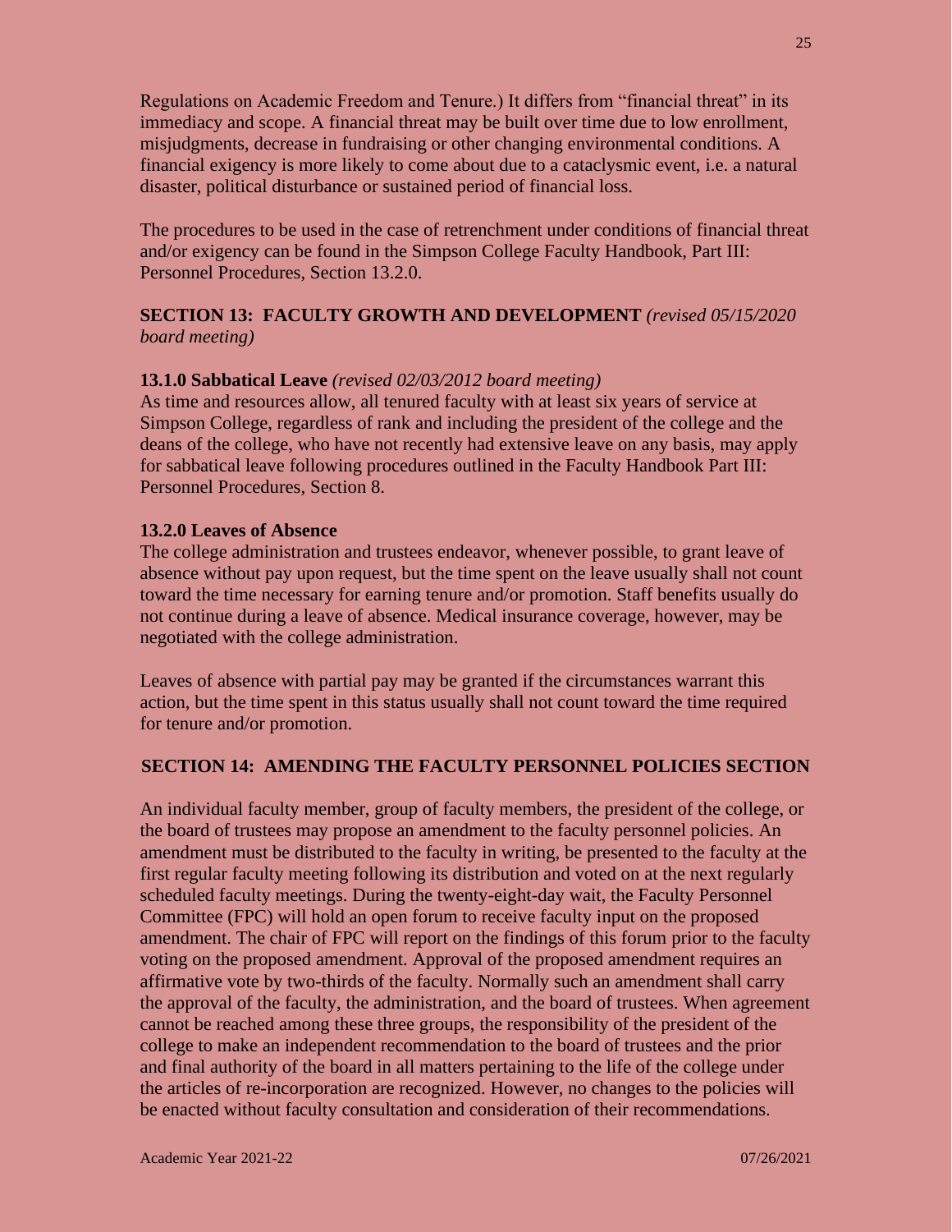Regulations on Academic Freedom and Tenure.) It differs from "financial threat" in its immediacy and scope. A financial threat may be built over time due to low enrollment, misjudgments, decrease in fundraising or other changing environmental conditions. A financial exigency is more likely to come about due to a cataclysmic event, i.e. a natural disaster, political disturbance or sustained period of financial loss.

The procedures to be used in the case of retrenchment under conditions of financial threat and/or exigency can be found in the Simpson College Faculty Handbook, Part III: Personnel Procedures, Section 13.2.0.

## SECTION 13: FACULTY GROWTH AND DEVELOPMENT *(revised 05/15/2020 board meeting)*

### 13.1.0 Sabbatical Leave *(revised 02/03/2012 board meeting)*

As time and resources allow, all tenured faculty with at least six years of service at Simpson College, regardless of rank and including the president of the college and the deans of the college, who have not recently had extensive leave on any basis, may apply for sabbatical leave following procedures outlined in the Faculty Handbook Part III: Personnel Procedures, Section 8.

### 13.2.0 Leaves of Absence

The college administration and trustees endeavor, whenever possible, to grant leave of absence without pay upon request, but the time spent on the leave usually shall not count toward the time necessary for earning tenure and/or promotion. Staff benefits usually do not continue during a leave of absence. Medical insurance coverage, however, may be negotiated with the college administration.

Leaves of absence with partial pay may be granted if the circumstances warrant this action, but the time spent in this status usually shall not count toward the time required for tenure and/or promotion.

## SECTION 14: AMENDING THE FACULTY PERSONNEL POLICIES SECTION

An individual faculty member, group of faculty members, the president of the college, or the board of trustees may propose an amendment to the faculty personnel policies. An amendment must be distributed to the faculty in writing, be presented to the faculty at the first regular faculty meeting following its distribution and voted on at the next regularly scheduled faculty meetings. During the twenty-eight-day wait, the Faculty Personnel Committee (FPC) will hold an open forum to receive faculty input on the proposed amendment. The chair of FPC will report on the findings of this forum prior to the faculty voting on the proposed amendment. Approval of the proposed amendment requires an affirmative vote by two-thirds of the faculty. Normally such an amendment shall carry the approval of the faculty, the administration, and the board of trustees. When agreement cannot be reached among these three groups, the responsibility of the president of the college to make an independent recommendation to the board of trustees and the prior and final authority of the board in all matters pertaining to the life of the college under the articles of re-incorporation are recognized. However, no changes to the policies will be enacted without faculty consultation and consideration of their recommendations.